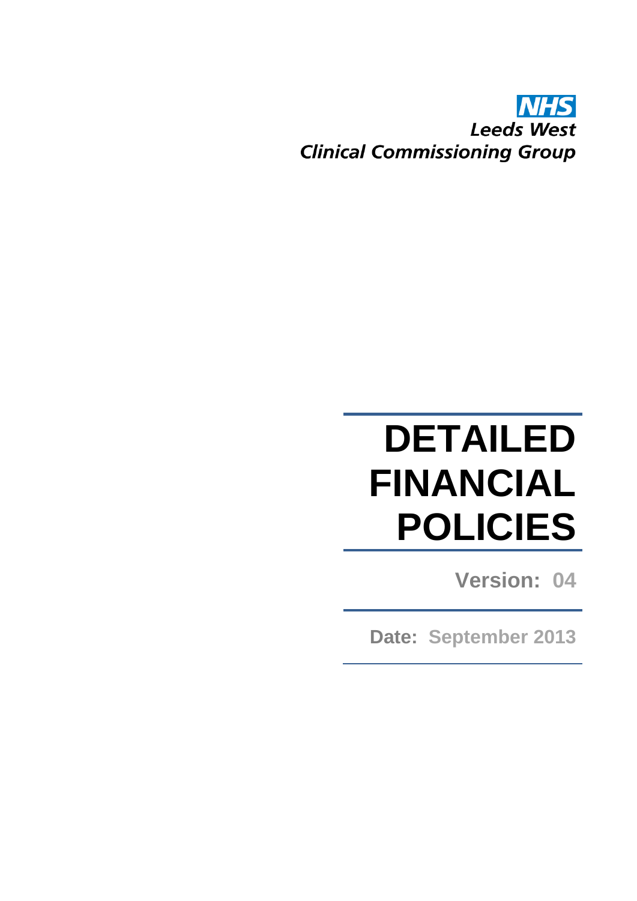NHS
Leeds West
Clinical Commissioning Group

# DETAILED FINANCIAL POLICIES

**Version: 04**

**Date: September 2013**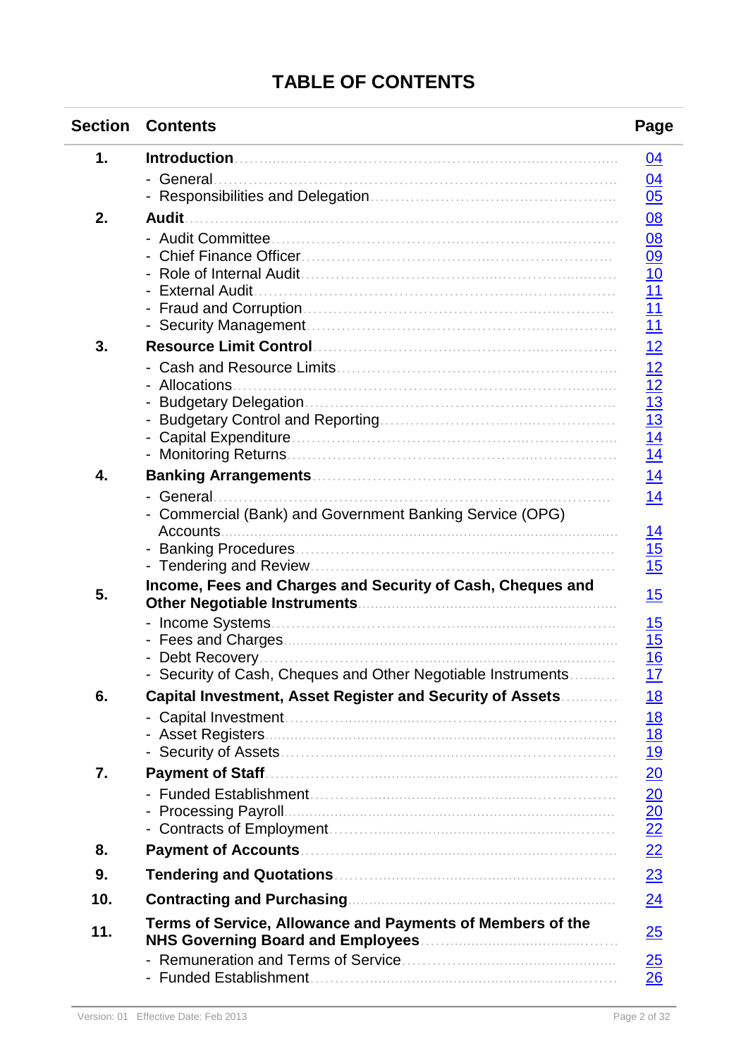# TABLE OF CONTENTS

| Section | Contents | Page |
|---|---|---|
| 1. | **Introduction** | 04 |
| | - General | 04 |
| | - Responsibilities and Delegation | 05 |
| 2. | **Audit** | 08 |
| | - Audit Committee | 08 |
| | - Chief Finance Officer | 09 |
| | - Role of Internal Audit | 10 |
| | - External Audit | 11 |
| | - Fraud and Corruption | 11 |
| | - Security Management | 11 |
| 3. | **Resource Limit Control** | 12 |
| | - Cash and Resource Limits | 12 |
| | - Allocations | 12 |
| | - Budgetary Delegation | 13 |
| | - Budgetary Control and Reporting | 13 |
| | - Capital Expenditure | 14 |
| | - Monitoring Returns | 14 |
| 4. | **Banking Arrangements** | 14 |
| | - General | 14 |
| | - Commercial (Bank) and Government Banking Service (OPG) Accounts | 14 |
| | - Banking Procedures | 15 |
| | - Tendering and Review | 15 |
| 5. | **Income, Fees and Charges and Security of Cash, Cheques and Other Negotiable Instruments** | 15 |
| | - Income Systems | 15 |
| | - Fees and Charges | 15 |
| | - Debt Recovery | 16 |
| | - Security of Cash, Cheques and Other Negotiable Instruments | 17 |
| 6. | **Capital Investment, Asset Register and Security of Assets** | 18 |
| | - Capital Investment | 18 |
| | - Asset Registers | 18 |
| | - Security of Assets | 19 |
| 7. | **Payment of Staff** | 20 |
| | - Funded Establishment | 20 |
| | - Processing Payroll | 20 |
| | - Contracts of Employment | 22 |
| 8. | **Payment of Accounts** | 22 |
| 9. | **Tendering and Quotations** | 23 |
| 10. | **Contracting and Purchasing** | 24 |
| 11. | **Terms of Service, Allowance and Payments of Members of the NHS Governing Board and Employees** | 25 |
| | - Remuneration and Terms of Service | 25 |
| | - Funded Establishment | 26 |

Version: 01 Effective Date: Feb 2013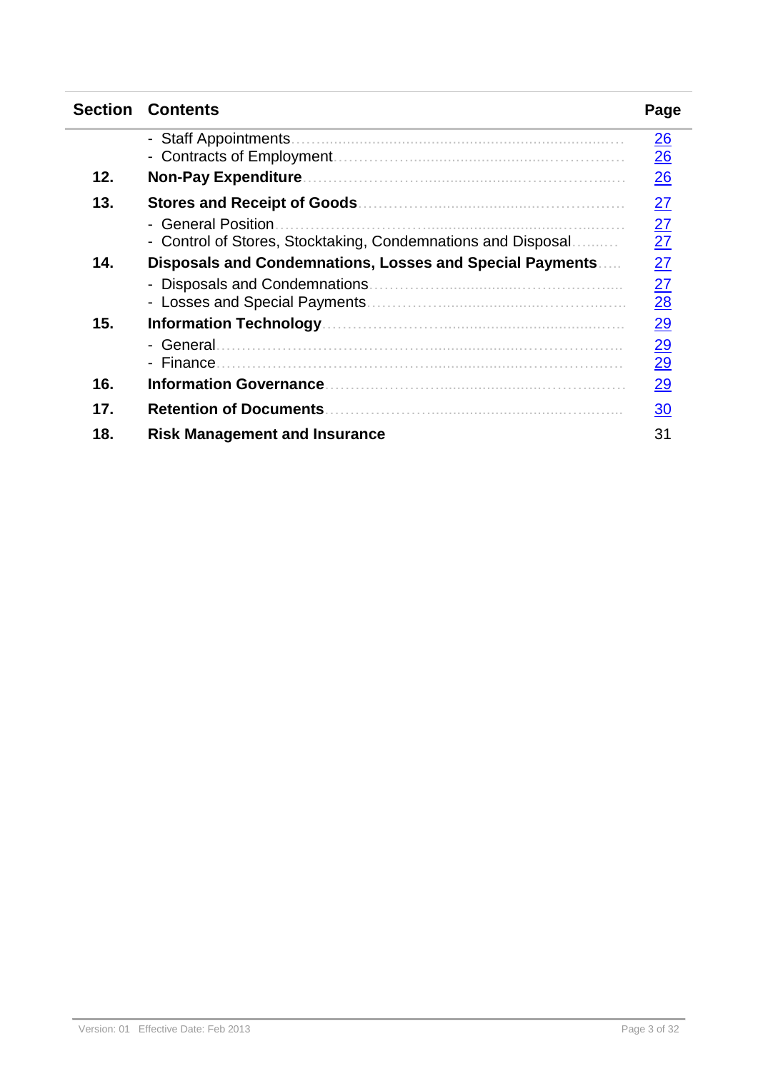| Section | Contents | Page |
|---|---|---|
| | - Staff Appointments | 26 |
| | - Contracts of Employment | 26 |
| **12.** | **Non-Pay Expenditure** | 26 |
| **13.** | **Stores and Receipt of Goods** | 27 |
| | - General Position | 27 |
| | - Control of Stores, Stocktaking, Condemnations and Disposal | 27 |
| **14.** | **Disposals and Condemnations, Losses and Special Payments** | 27 |
| | - Disposals and Condemnations | 27 |
| | - Losses and Special Payments | 28 |
| **15.** | **Information Technology** | 29 |
| | - General | 29 |
| | - Finance | 29 |
| **16.** | **Information Governance** | 29 |
| **17.** | **Retention of Documents** | 30 |
| **18.** | **Risk Management and Insurance** | 31 |

Version: 01 Effective Date: Feb 2013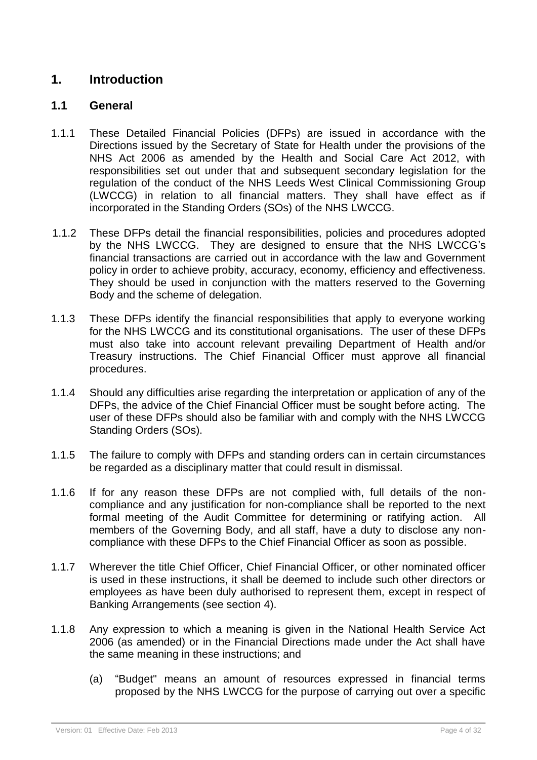# 1. Introduction

## 1.1 General

1.1.1 These Detailed Financial Policies (DFPs) are issued in accordance with the Directions issued by the Secretary of State for Health under the provisions of the NHS Act 2006 as amended by the Health and Social Care Act 2012, with responsibilities set out under that and subsequent secondary legislation for the regulation of the conduct of the NHS Leeds West Clinical Commissioning Group (LWCCG) in relation to all financial matters. They shall have effect as if incorporated in the Standing Orders (SOs) of the NHS LWCCG.

1.1.2 These DFPs detail the financial responsibilities, policies and procedures adopted by the NHS LWCCG. They are designed to ensure that the NHS LWCCG's financial transactions are carried out in accordance with the law and Government policy in order to achieve probity, accuracy, economy, efficiency and effectiveness. They should be used in conjunction with the matters reserved to the Governing Body and the scheme of delegation.

1.1.3 These DFPs identify the financial responsibilities that apply to everyone working for the NHS LWCCG and its constitutional organisations. The user of these DFPs must also take into account relevant prevailing Department of Health and/or Treasury instructions. The Chief Financial Officer must approve all financial procedures.

1.1.4 Should any difficulties arise regarding the interpretation or application of any of the DFPs, the advice of the Chief Financial Officer must be sought before acting. The user of these DFPs should also be familiar with and comply with the NHS LWCCG Standing Orders (SOs).

1.1.5 The failure to comply with DFPs and standing orders can in certain circumstances be regarded as a disciplinary matter that could result in dismissal.

1.1.6 If for any reason these DFPs are not complied with, full details of the non-compliance and any justification for non-compliance shall be reported to the next formal meeting of the Audit Committee for determining or ratifying action. All members of the Governing Body, and all staff, have a duty to disclose any non-compliance with these DFPs to the Chief Financial Officer as soon as possible.

1.1.7 Wherever the title Chief Officer, Chief Financial Officer, or other nominated officer is used in these instructions, it shall be deemed to include such other directors or employees as have been duly authorised to represent them, except in respect of Banking Arrangements (see section 4).

1.1.8 Any expression to which a meaning is given in the National Health Service Act 2006 (as amended) or in the Financial Directions made under the Act shall have the same meaning in these instructions; and

(a) "Budget" means an amount of resources expressed in financial terms proposed by the NHS LWCCG for the purpose of carrying out over a specific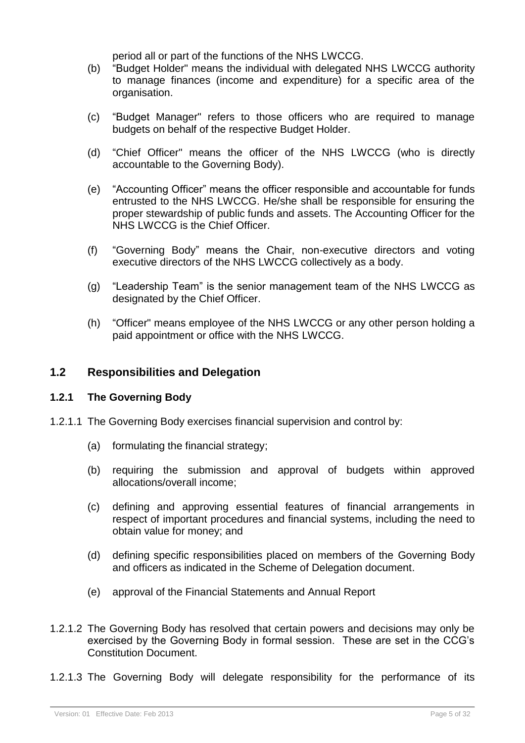period all or part of the functions of the NHS LWCCG.

(b) "Budget Holder" means the individual with delegated NHS LWCCG authority to manage finances (income and expenditure) for a specific area of the organisation.

(c) "Budget Manager" refers to those officers who are required to manage budgets on behalf of the respective Budget Holder.

(d) "Chief Officer" means the officer of the NHS LWCCG (who is directly accountable to the Governing Body).

(e) "Accounting Officer" means the officer responsible and accountable for funds entrusted to the NHS LWCCG. He/she shall be responsible for ensuring the proper stewardship of public funds and assets. The Accounting Officer for the NHS LWCCG is the Chief Officer.

(f) "Governing Body" means the Chair, non-executive directors and voting executive directors of the NHS LWCCG collectively as a body.

(g) "Leadership Team" is the senior management team of the NHS LWCCG as designated by the Chief Officer.

(h) "Officer" means employee of the NHS LWCCG or any other person holding a paid appointment or office with the NHS LWCCG.

## 1.2 Responsibilities and Delegation

### 1.2.1 The Governing Body

1.2.1.1 The Governing Body exercises financial supervision and control by:

(a) formulating the financial strategy;

(b) requiring the submission and approval of budgets within approved allocations/overall income;

(c) defining and approving essential features of financial arrangements in respect of important procedures and financial systems, including the need to obtain value for money; and

(d) defining specific responsibilities placed on members of the Governing Body and officers as indicated in the Scheme of Delegation document.

(e) approval of the Financial Statements and Annual Report

1.2.1.2 The Governing Body has resolved that certain powers and decisions may only be exercised by the Governing Body in formal session. These are set in the CCG's Constitution Document.

1.2.1.3 The Governing Body will delegate responsibility for the performance of its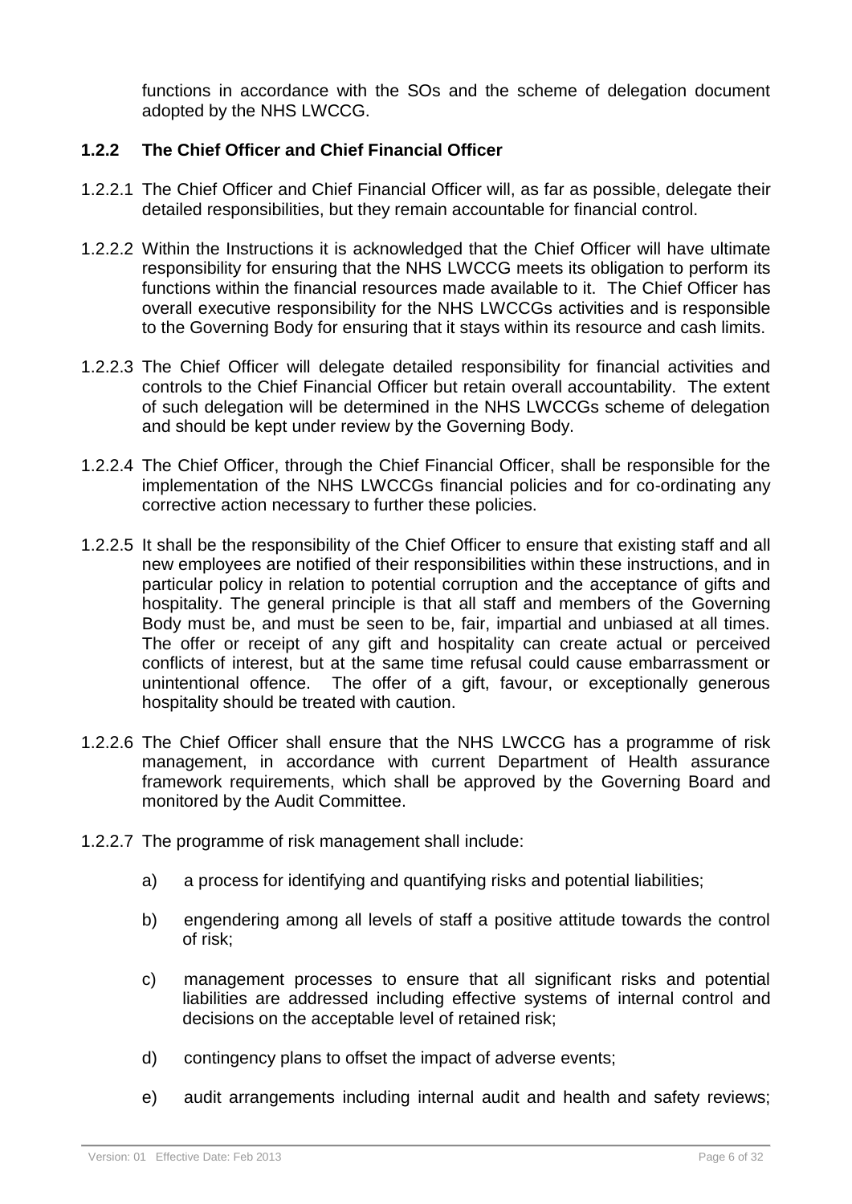functions in accordance with the SOs and the scheme of delegation document adopted by the NHS LWCCG.

### 1.2.2 The Chief Officer and Chief Financial Officer

1.2.2.1 The Chief Officer and Chief Financial Officer will, as far as possible, delegate their detailed responsibilities, but they remain accountable for financial control.

1.2.2.2 Within the Instructions it is acknowledged that the Chief Officer will have ultimate responsibility for ensuring that the NHS LWCCG meets its obligation to perform its functions within the financial resources made available to it. The Chief Officer has overall executive responsibility for the NHS LWCCGs activities and is responsible to the Governing Body for ensuring that it stays within its resource and cash limits.

1.2.2.3 The Chief Officer will delegate detailed responsibility for financial activities and controls to the Chief Financial Officer but retain overall accountability. The extent of such delegation will be determined in the NHS LWCCGs scheme of delegation and should be kept under review by the Governing Body.

1.2.2.4 The Chief Officer, through the Chief Financial Officer, shall be responsible for the implementation of the NHS LWCCGs financial policies and for co-ordinating any corrective action necessary to further these policies.

1.2.2.5 It shall be the responsibility of the Chief Officer to ensure that existing staff and all new employees are notified of their responsibilities within these instructions, and in particular policy in relation to potential corruption and the acceptance of gifts and hospitality. The general principle is that all staff and members of the Governing Body must be, and must be seen to be, fair, impartial and unbiased at all times. The offer or receipt of any gift and hospitality can create actual or perceived conflicts of interest, but at the same time refusal could cause embarrassment or unintentional offence. The offer of a gift, favour, or exceptionally generous hospitality should be treated with caution.

1.2.2.6 The Chief Officer shall ensure that the NHS LWCCG has a programme of risk management, in accordance with current Department of Health assurance framework requirements, which shall be approved by the Governing Board and monitored by the Audit Committee.

1.2.2.7 The programme of risk management shall include:

a) a process for identifying and quantifying risks and potential liabilities;

b) engendering among all levels of staff a positive attitude towards the control of risk;

c) management processes to ensure that all significant risks and potential liabilities are addressed including effective systems of internal control and decisions on the acceptable level of retained risk;

d) contingency plans to offset the impact of adverse events;

e) audit arrangements including internal audit and health and safety reviews;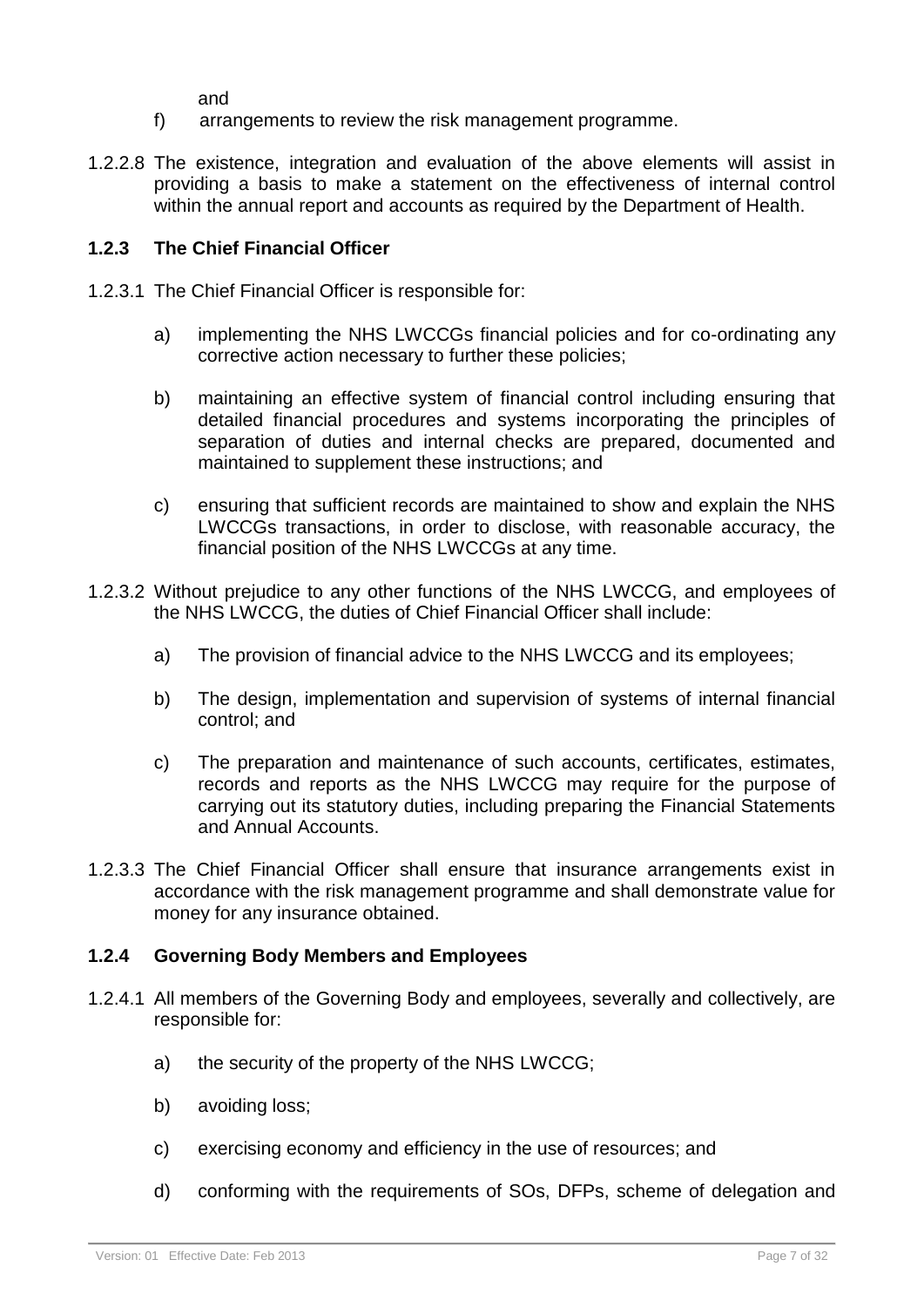and

f) arrangements to review the risk management programme.

1.2.2.8 The existence, integration and evaluation of the above elements will assist in providing a basis to make a statement on the effectiveness of internal control within the annual report and accounts as required by the Department of Health.

### 1.2.3 The Chief Financial Officer

1.2.3.1 The Chief Financial Officer is responsible for:

a) implementing the NHS LWCCGs financial policies and for co-ordinating any corrective action necessary to further these policies;

b) maintaining an effective system of financial control including ensuring that detailed financial procedures and systems incorporating the principles of separation of duties and internal checks are prepared, documented and maintained to supplement these instructions; and

c) ensuring that sufficient records are maintained to show and explain the NHS LWCCGs transactions, in order to disclose, with reasonable accuracy, the financial position of the NHS LWCCGs at any time.

1.2.3.2 Without prejudice to any other functions of the NHS LWCCG, and employees of the NHS LWCCG, the duties of Chief Financial Officer shall include:

a) The provision of financial advice to the NHS LWCCG and its employees;

b) The design, implementation and supervision of systems of internal financial control; and

c) The preparation and maintenance of such accounts, certificates, estimates, records and reports as the NHS LWCCG may require for the purpose of carrying out its statutory duties, including preparing the Financial Statements and Annual Accounts.

1.2.3.3 The Chief Financial Officer shall ensure that insurance arrangements exist in accordance with the risk management programme and shall demonstrate value for money for any insurance obtained.

### 1.2.4 Governing Body Members and Employees

1.2.4.1 All members of the Governing Body and employees, severally and collectively, are responsible for:

a) the security of the property of the NHS LWCCG;

b) avoiding loss;

c) exercising economy and efficiency in the use of resources; and

d) conforming with the requirements of SOs, DFPs, scheme of delegation and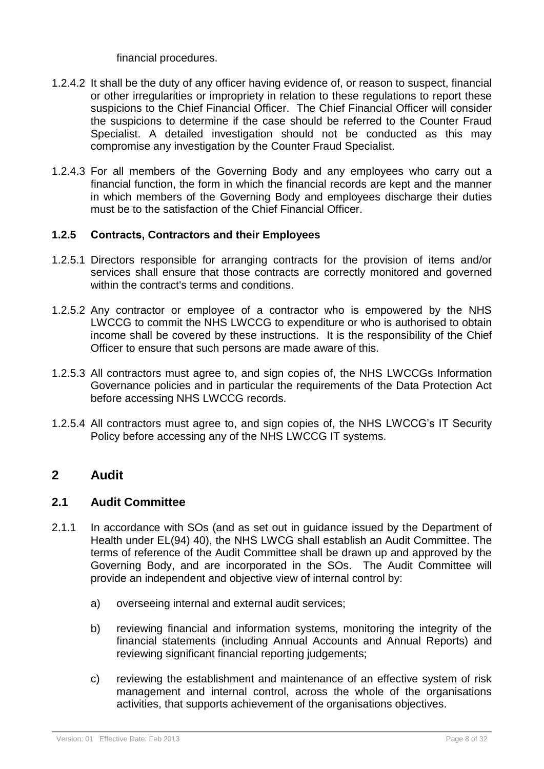financial procedures.

1.2.4.2 It shall be the duty of any officer having evidence of, or reason to suspect, financial or other irregularities or impropriety in relation to these regulations to report these suspicions to the Chief Financial Officer. The Chief Financial Officer will consider the suspicions to determine if the case should be referred to the Counter Fraud Specialist. A detailed investigation should not be conducted as this may compromise any investigation by the Counter Fraud Specialist.

1.2.4.3 For all members of the Governing Body and any employees who carry out a financial function, the form in which the financial records are kept and the manner in which members of the Governing Body and employees discharge their duties must be to the satisfaction of the Chief Financial Officer.

### 1.2.5 Contracts, Contractors and their Employees

1.2.5.1 Directors responsible for arranging contracts for the provision of items and/or services shall ensure that those contracts are correctly monitored and governed within the contract's terms and conditions.

1.2.5.2 Any contractor or employee of a contractor who is empowered by the NHS LWCCG to commit the NHS LWCCG to expenditure or who is authorised to obtain income shall be covered by these instructions. It is the responsibility of the Chief Officer to ensure that such persons are made aware of this.

1.2.5.3 All contractors must agree to, and sign copies of, the NHS LWCCGs Information Governance policies and in particular the requirements of the Data Protection Act before accessing NHS LWCCG records.

1.2.5.4 All contractors must agree to, and sign copies of, the NHS LWCCG's IT Security Policy before accessing any of the NHS LWCCG IT systems.

# 2 Audit

## 2.1 Audit Committee

2.1.1 In accordance with SOs (and as set out in guidance issued by the Department of Health under EL(94) 40), the NHS LWCG shall establish an Audit Committee. The terms of reference of the Audit Committee shall be drawn up and approved by the Governing Body, and are incorporated in the SOs. The Audit Committee will provide an independent and objective view of internal control by:

a) overseeing internal and external audit services;

b) reviewing financial and information systems, monitoring the integrity of the financial statements (including Annual Accounts and Annual Reports) and reviewing significant financial reporting judgements;

c) reviewing the establishment and maintenance of an effective system of risk management and internal control, across the whole of the organisations activities, that supports achievement of the organisations objectives.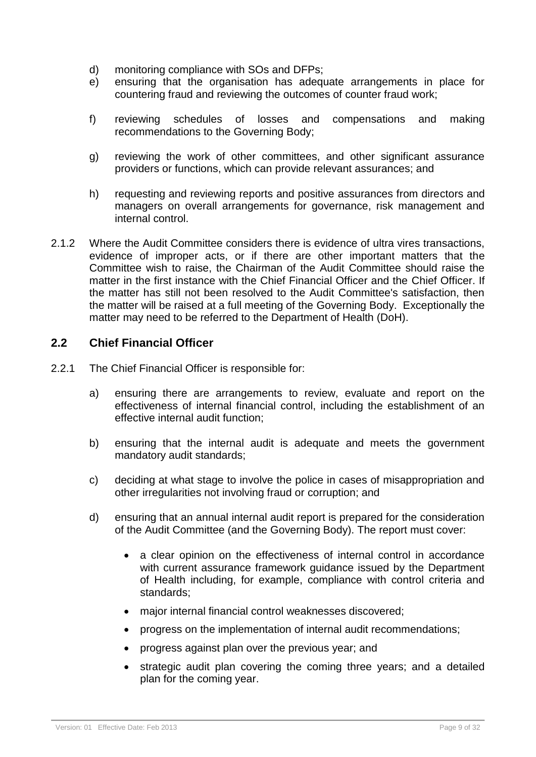d) monitoring compliance with SOs and DFPs;

e) ensuring that the organisation has adequate arrangements in place for countering fraud and reviewing the outcomes of counter fraud work;

f) reviewing schedules of losses and compensations and making recommendations to the Governing Body;

g) reviewing the work of other committees, and other significant assurance providers or functions, which can provide relevant assurances; and

h) requesting and reviewing reports and positive assurances from directors and managers on overall arrangements for governance, risk management and internal control.

2.1.2 Where the Audit Committee considers there is evidence of ultra vires transactions, evidence of improper acts, or if there are other important matters that the Committee wish to raise, the Chairman of the Audit Committee should raise the matter in the first instance with the Chief Financial Officer and the Chief Officer. If the matter has still not been resolved to the Audit Committee's satisfaction, then the matter will be raised at a full meeting of the Governing Body. Exceptionally the matter may need to be referred to the Department of Health (DoH).

## 2.2 Chief Financial Officer

2.2.1 The Chief Financial Officer is responsible for:

a) ensuring there are arrangements to review, evaluate and report on the effectiveness of internal financial control, including the establishment of an effective internal audit function;

b) ensuring that the internal audit is adequate and meets the government mandatory audit standards;

c) deciding at what stage to involve the police in cases of misappropriation and other irregularities not involving fraud or corruption; and

d) ensuring that an annual internal audit report is prepared for the consideration of the Audit Committee (and the Governing Body). The report must cover:

- a clear opinion on the effectiveness of internal control in accordance with current assurance framework guidance issued by the Department of Health including, for example, compliance with control criteria and standards;
- major internal financial control weaknesses discovered;
- progress on the implementation of internal audit recommendations;
- progress against plan over the previous year; and
- strategic audit plan covering the coming three years; and a detailed plan for the coming year.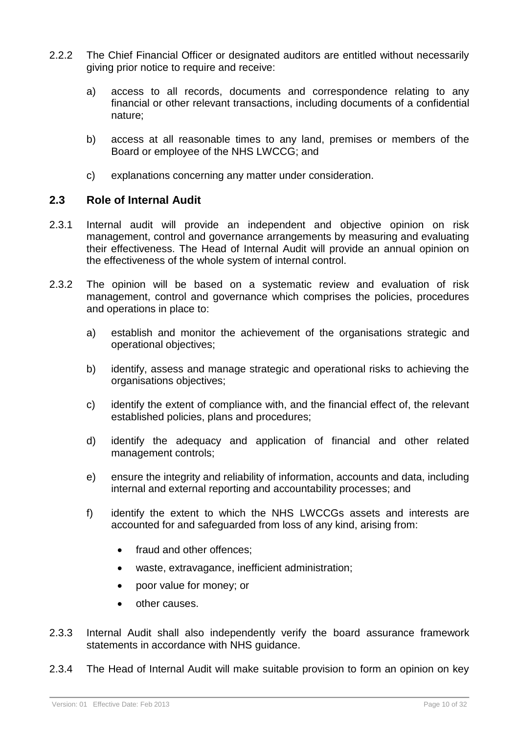2.2.2 The Chief Financial Officer or designated auditors are entitled without necessarily giving prior notice to require and receive:

a) access to all records, documents and correspondence relating to any financial or other relevant transactions, including documents of a confidential nature;

b) access at all reasonable times to any land, premises or members of the Board or employee of the NHS LWCCG; and

c) explanations concerning any matter under consideration.

## 2.3 Role of Internal Audit

2.3.1 Internal audit will provide an independent and objective opinion on risk management, control and governance arrangements by measuring and evaluating their effectiveness. The Head of Internal Audit will provide an annual opinion on the effectiveness of the whole system of internal control.

2.3.2 The opinion will be based on a systematic review and evaluation of risk management, control and governance which comprises the policies, procedures and operations in place to:

a) establish and monitor the achievement of the organisations strategic and operational objectives;

b) identify, assess and manage strategic and operational risks to achieving the organisations objectives;

c) identify the extent of compliance with, and the financial effect of, the relevant established policies, plans and procedures;

d) identify the adequacy and application of financial and other related management controls;

e) ensure the integrity and reliability of information, accounts and data, including internal and external reporting and accountability processes; and

f) identify the extent to which the NHS LWCCGs assets and interests are accounted for and safeguarded from loss of any kind, arising from:

- fraud and other offences;
- waste, extravagance, inefficient administration;
- poor value for money; or
- other causes.

2.3.3 Internal Audit shall also independently verify the board assurance framework statements in accordance with NHS guidance.

2.3.4 The Head of Internal Audit will make suitable provision to form an opinion on key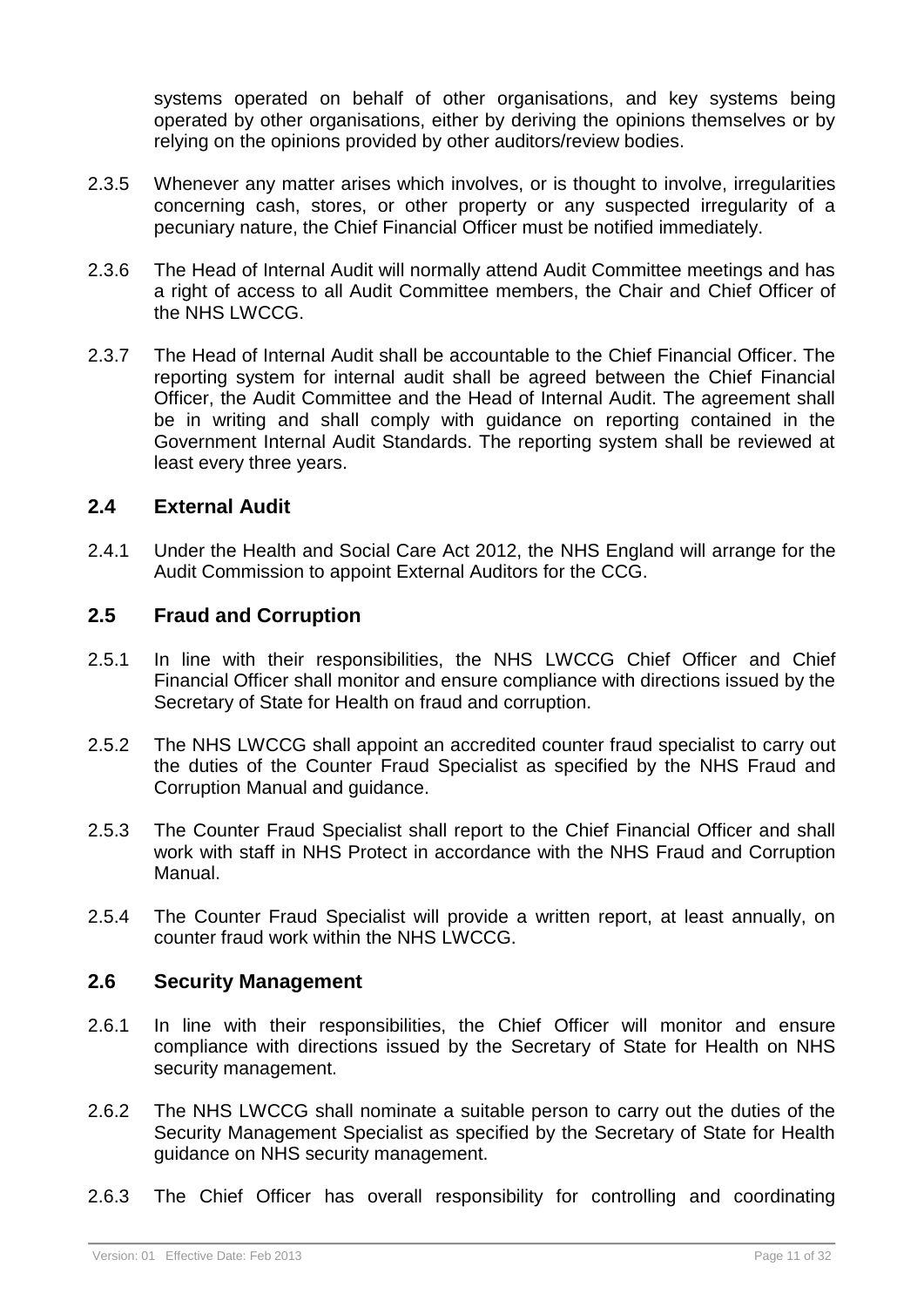systems operated on behalf of other organisations, and key systems being operated by other organisations, either by deriving the opinions themselves or by relying on the opinions provided by other auditors/review bodies.

2.3.5 Whenever any matter arises which involves, or is thought to involve, irregularities concerning cash, stores, or other property or any suspected irregularity of a pecuniary nature, the Chief Financial Officer must be notified immediately.

2.3.6 The Head of Internal Audit will normally attend Audit Committee meetings and has a right of access to all Audit Committee members, the Chair and Chief Officer of the NHS LWCCG.

2.3.7 The Head of Internal Audit shall be accountable to the Chief Financial Officer. The reporting system for internal audit shall be agreed between the Chief Financial Officer, the Audit Committee and the Head of Internal Audit. The agreement shall be in writing and shall comply with guidance on reporting contained in the Government Internal Audit Standards. The reporting system shall be reviewed at least every three years.

## 2.4 External Audit

2.4.1 Under the Health and Social Care Act 2012, the NHS England will arrange for the Audit Commission to appoint External Auditors for the CCG.

## 2.5 Fraud and Corruption

2.5.1 In line with their responsibilities, the NHS LWCCG Chief Officer and Chief Financial Officer shall monitor and ensure compliance with directions issued by the Secretary of State for Health on fraud and corruption.

2.5.2 The NHS LWCCG shall appoint an accredited counter fraud specialist to carry out the duties of the Counter Fraud Specialist as specified by the NHS Fraud and Corruption Manual and guidance.

2.5.3 The Counter Fraud Specialist shall report to the Chief Financial Officer and shall work with staff in NHS Protect in accordance with the NHS Fraud and Corruption Manual.

2.5.4 The Counter Fraud Specialist will provide a written report, at least annually, on counter fraud work within the NHS LWCCG.

## 2.6 Security Management

2.6.1 In line with their responsibilities, the Chief Officer will monitor and ensure compliance with directions issued by the Secretary of State for Health on NHS security management.

2.6.2 The NHS LWCCG shall nominate a suitable person to carry out the duties of the Security Management Specialist as specified by the Secretary of State for Health guidance on NHS security management.

2.6.3 The Chief Officer has overall responsibility for controlling and coordinating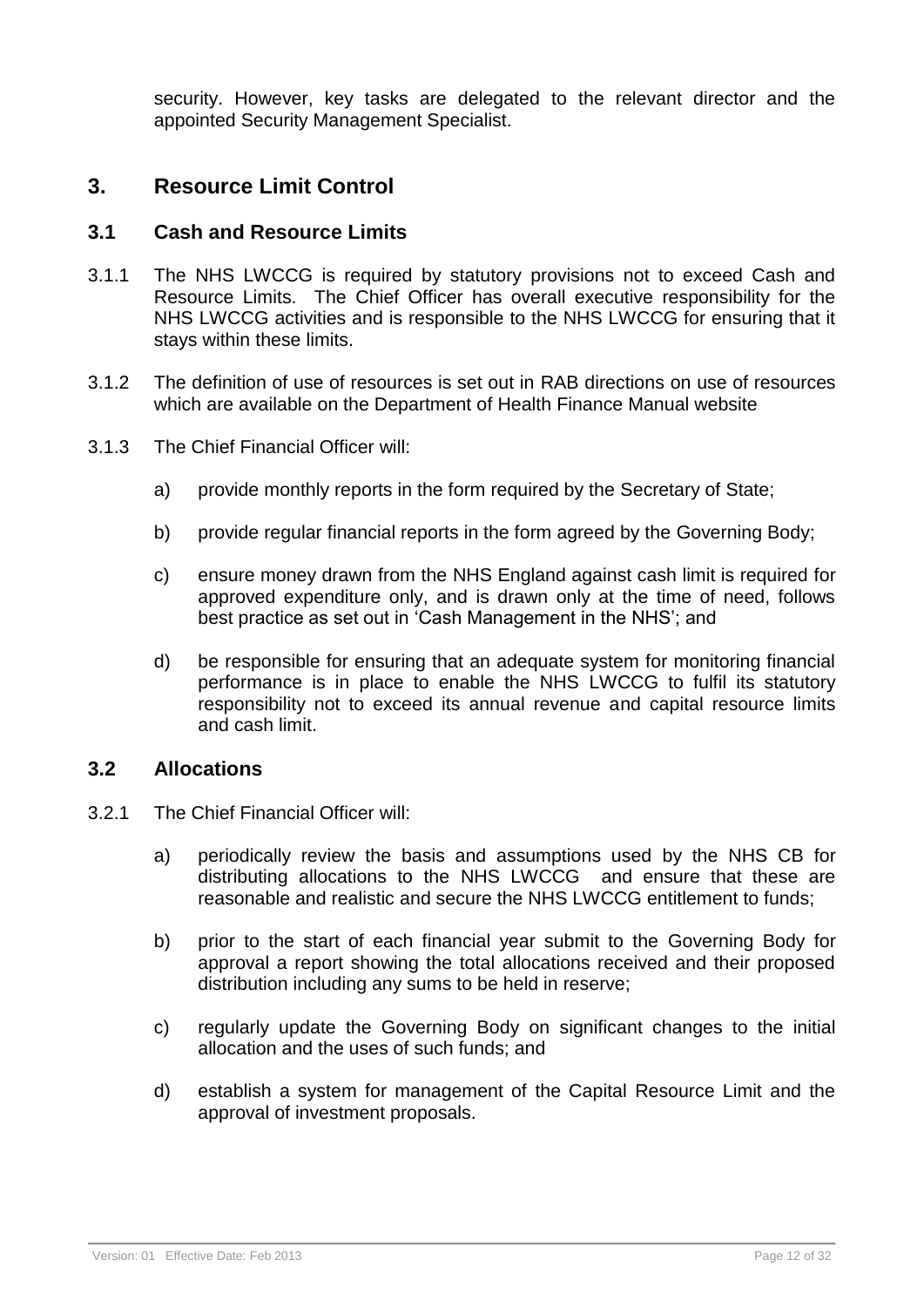security. However, key tasks are delegated to the relevant director and the appointed Security Management Specialist.

## 3. Resource Limit Control

### 3.1 Cash and Resource Limits

3.1.1 The NHS LWCCG is required by statutory provisions not to exceed Cash and Resource Limits. The Chief Officer has overall executive responsibility for the NHS LWCCG activities and is responsible to the NHS LWCCG for ensuring that it stays within these limits.

3.1.2 The definition of use of resources is set out in RAB directions on use of resources which are available on the Department of Health Finance Manual website

3.1.3 The Chief Financial Officer will:

a) provide monthly reports in the form required by the Secretary of State;

b) provide regular financial reports in the form agreed by the Governing Body;

c) ensure money drawn from the NHS England against cash limit is required for approved expenditure only, and is drawn only at the time of need, follows best practice as set out in 'Cash Management in the NHS'; and

d) be responsible for ensuring that an adequate system for monitoring financial performance is in place to enable the NHS LWCCG to fulfil its statutory responsibility not to exceed its annual revenue and capital resource limits and cash limit.

### 3.2 Allocations

3.2.1 The Chief Financial Officer will:

a) periodically review the basis and assumptions used by the NHS CB for distributing allocations to the NHS LWCCG and ensure that these are reasonable and realistic and secure the NHS LWCCG entitlement to funds;

b) prior to the start of each financial year submit to the Governing Body for approval a report showing the total allocations received and their proposed distribution including any sums to be held in reserve;

c) regularly update the Governing Body on significant changes to the initial allocation and the uses of such funds; and

d) establish a system for management of the Capital Resource Limit and the approval of investment proposals.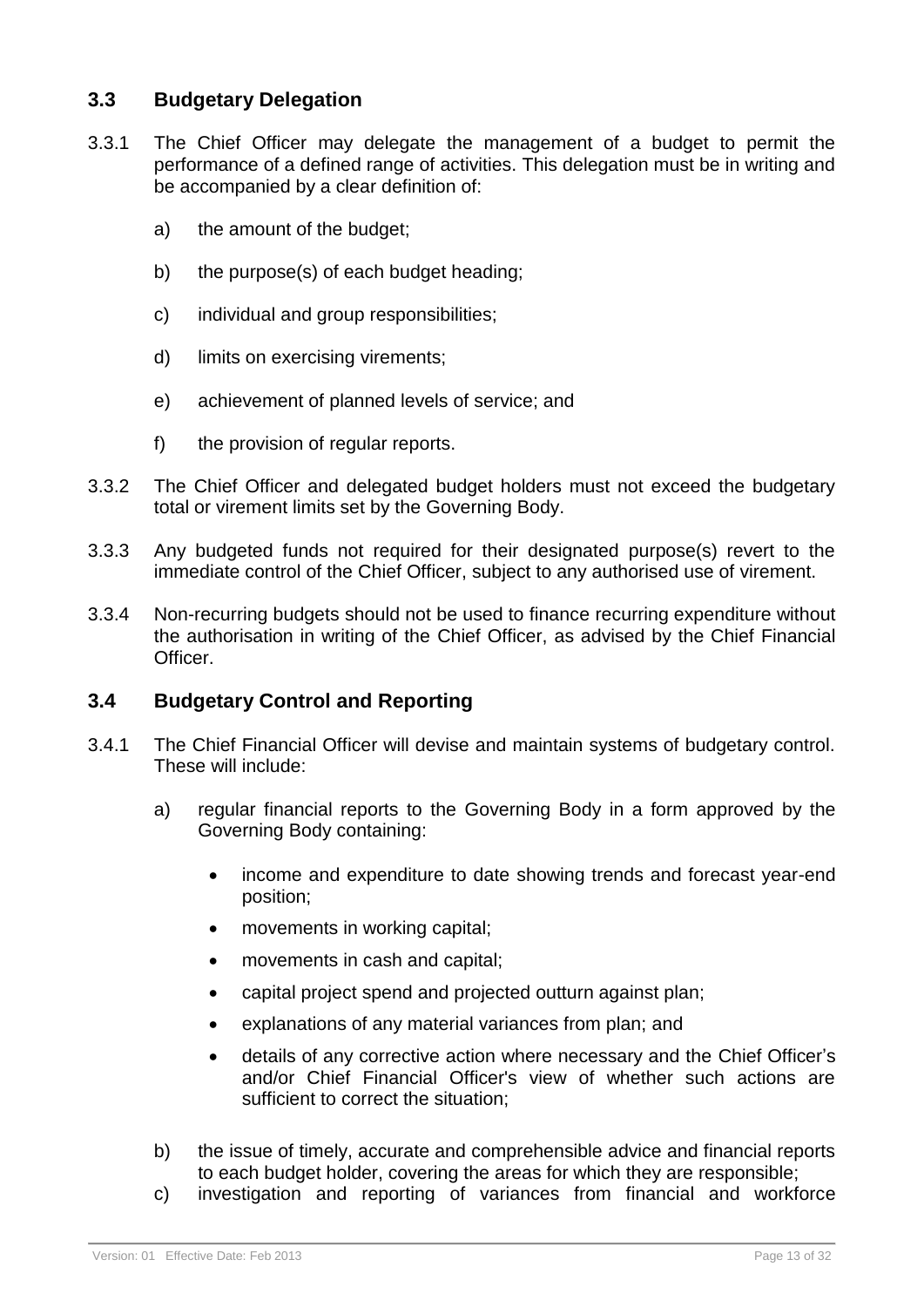## 3.3 Budgetary Delegation

3.3.1 The Chief Officer may delegate the management of a budget to permit the performance of a defined range of activities. This delegation must be in writing and be accompanied by a clear definition of:

a) the amount of the budget;

b) the purpose(s) of each budget heading;

c) individual and group responsibilities;

d) limits on exercising virements;

e) achievement of planned levels of service; and

f) the provision of regular reports.

3.3.2 The Chief Officer and delegated budget holders must not exceed the budgetary total or virement limits set by the Governing Body.

3.3.3 Any budgeted funds not required for their designated purpose(s) revert to the immediate control of the Chief Officer, subject to any authorised use of virement.

3.3.4 Non-recurring budgets should not be used to finance recurring expenditure without the authorisation in writing of the Chief Officer, as advised by the Chief Financial Officer.

## 3.4 Budgetary Control and Reporting

3.4.1 The Chief Financial Officer will devise and maintain systems of budgetary control. These will include:

a) regular financial reports to the Governing Body in a form approved by the Governing Body containing:

- income and expenditure to date showing trends and forecast year-end position;
- movements in working capital;
- movements in cash and capital;
- capital project spend and projected outturn against plan;
- explanations of any material variances from plan; and
- details of any corrective action where necessary and the Chief Officer's and/or Chief Financial Officer's view of whether such actions are sufficient to correct the situation;

b) the issue of timely, accurate and comprehensible advice and financial reports to each budget holder, covering the areas for which they are responsible;

c) investigation and reporting of variances from financial and workforce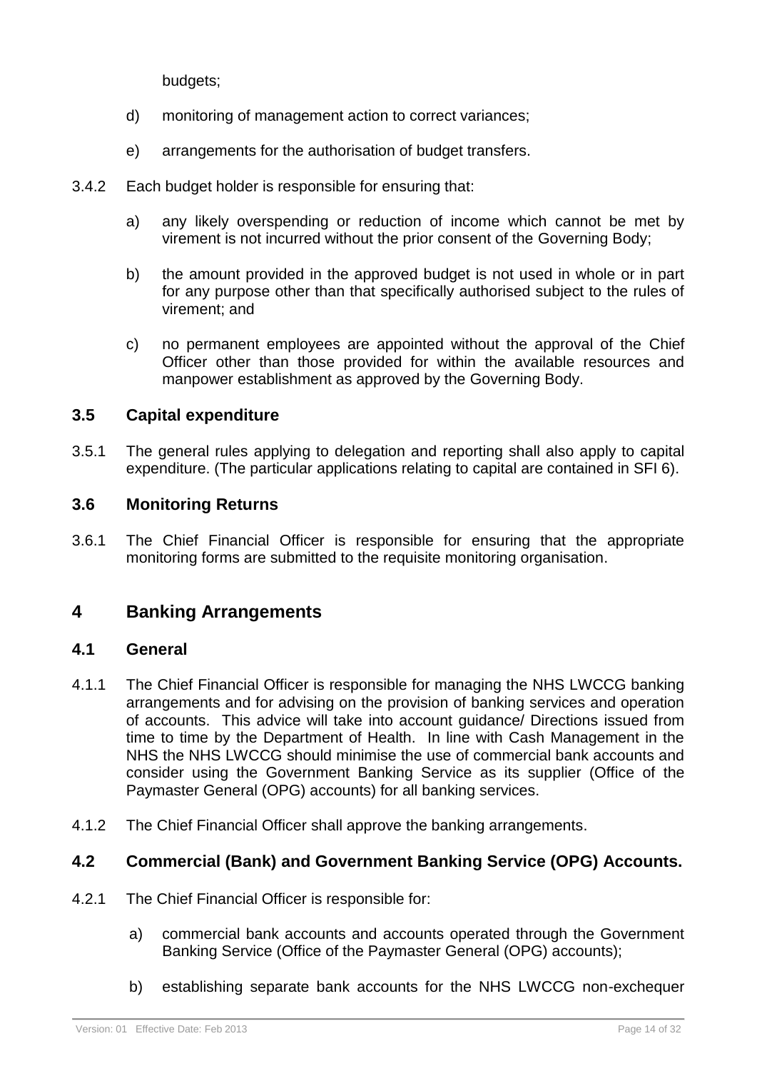budgets;

d) monitoring of management action to correct variances;

e) arrangements for the authorisation of budget transfers.

3.4.2 Each budget holder is responsible for ensuring that:

a) any likely overspending or reduction of income which cannot be met by virement is not incurred without the prior consent of the Governing Body;

b) the amount provided in the approved budget is not used in whole or in part for any purpose other than that specifically authorised subject to the rules of virement; and

c) no permanent employees are appointed without the approval of the Chief Officer other than those provided for within the available resources and manpower establishment as approved by the Governing Body.

### 3.5 Capital expenditure

3.5.1 The general rules applying to delegation and reporting shall also apply to capital expenditure. (The particular applications relating to capital are contained in SFI 6).

### 3.6 Monitoring Returns

3.6.1 The Chief Financial Officer is responsible for ensuring that the appropriate monitoring forms are submitted to the requisite monitoring organisation.

## 4 Banking Arrangements

### 4.1 General

4.1.1 The Chief Financial Officer is responsible for managing the NHS LWCCG banking arrangements and for advising on the provision of banking services and operation of accounts. This advice will take into account guidance/ Directions issued from time to time by the Department of Health. In line with Cash Management in the NHS the NHS LWCCG should minimise the use of commercial bank accounts and consider using the Government Banking Service as its supplier (Office of the Paymaster General (OPG) accounts) for all banking services.

4.1.2 The Chief Financial Officer shall approve the banking arrangements.

### 4.2 Commercial (Bank) and Government Banking Service (OPG) Accounts.

4.2.1 The Chief Financial Officer is responsible for:

a) commercial bank accounts and accounts operated through the Government Banking Service (Office of the Paymaster General (OPG) accounts);

b) establishing separate bank accounts for the NHS LWCCG non-exchequer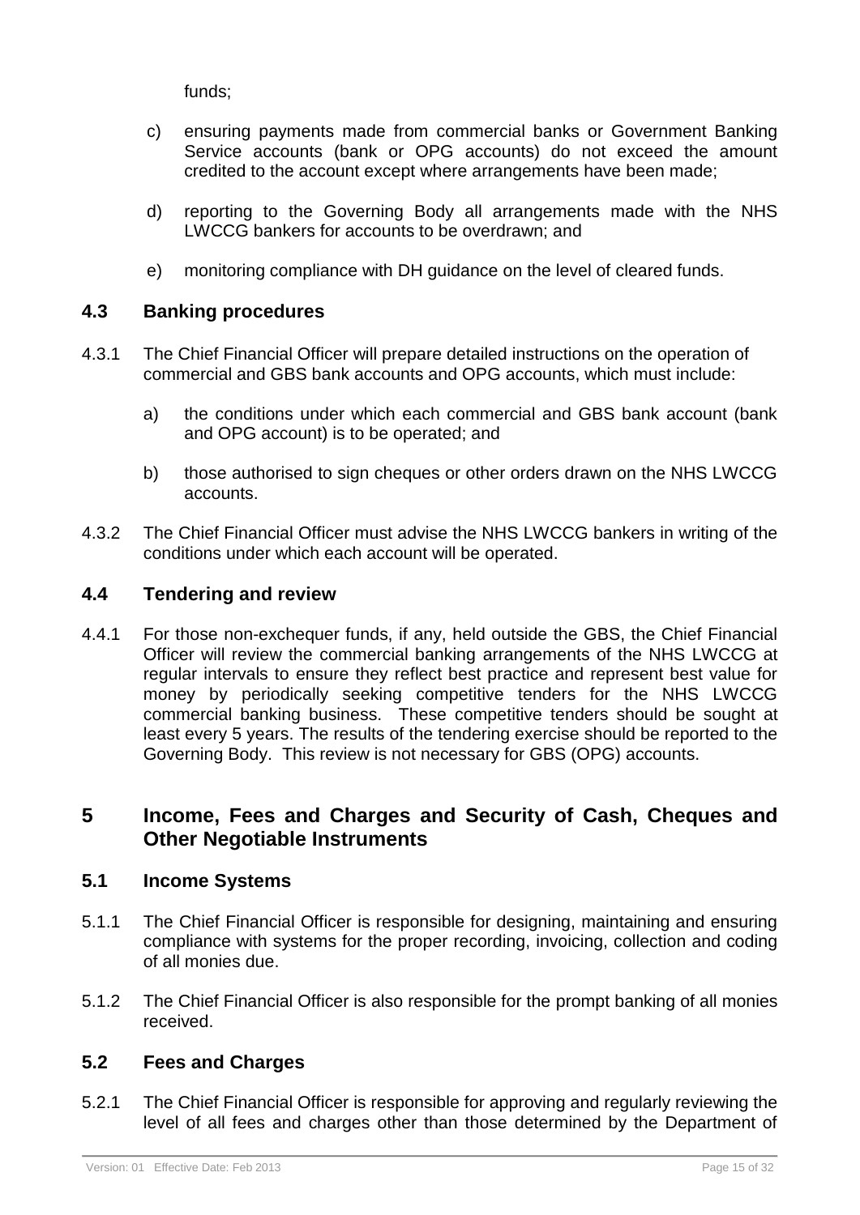funds;

c) ensuring payments made from commercial banks or Government Banking Service accounts (bank or OPG accounts) do not exceed the amount credited to the account except where arrangements have been made;

d) reporting to the Governing Body all arrangements made with the NHS LWCCG bankers for accounts to be overdrawn; and

e) monitoring compliance with DH guidance on the level of cleared funds.

### 4.3 Banking procedures

4.3.1 The Chief Financial Officer will prepare detailed instructions on the operation of commercial and GBS bank accounts and OPG accounts, which must include:

a) the conditions under which each commercial and GBS bank account (bank and OPG account) is to be operated; and

b) those authorised to sign cheques or other orders drawn on the NHS LWCCG accounts.

4.3.2 The Chief Financial Officer must advise the NHS LWCCG bankers in writing of the conditions under which each account will be operated.

### 4.4 Tendering and review

4.4.1 For those non-exchequer funds, if any, held outside the GBS, the Chief Financial Officer will review the commercial banking arrangements of the NHS LWCCG at regular intervals to ensure they reflect best practice and represent best value for money by periodically seeking competitive tenders for the NHS LWCCG commercial banking business. These competitive tenders should be sought at least every 5 years. The results of the tendering exercise should be reported to the Governing Body. This review is not necessary for GBS (OPG) accounts.

## 5 Income, Fees and Charges and Security of Cash, Cheques and Other Negotiable Instruments

### 5.1 Income Systems

5.1.1 The Chief Financial Officer is responsible for designing, maintaining and ensuring compliance with systems for the proper recording, invoicing, collection and coding of all monies due.

5.1.2 The Chief Financial Officer is also responsible for the prompt banking of all monies received.

### 5.2 Fees and Charges

5.2.1 The Chief Financial Officer is responsible for approving and regularly reviewing the level of all fees and charges other than those determined by the Department of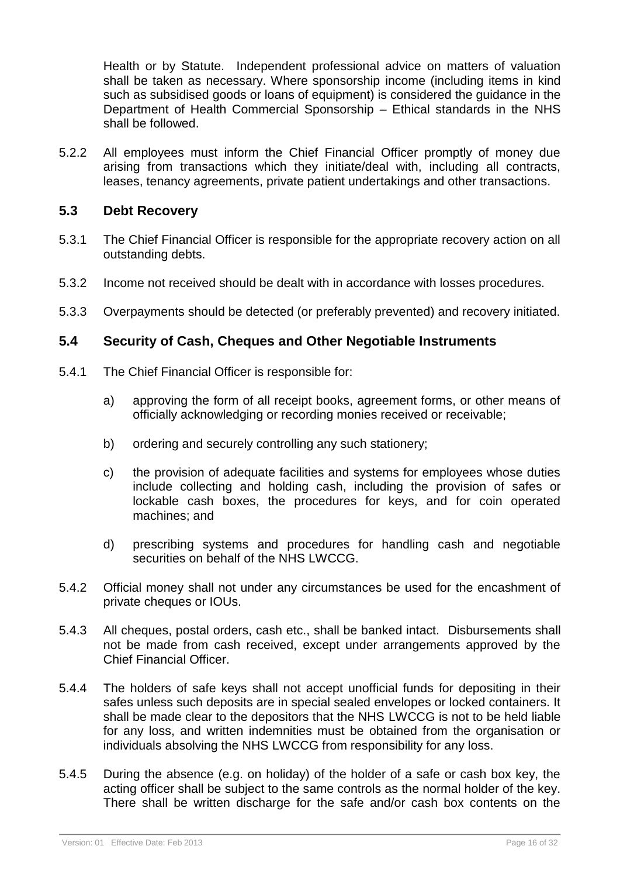Health or by Statute. Independent professional advice on matters of valuation shall be taken as necessary. Where sponsorship income (including items in kind such as subsidised goods or loans of equipment) is considered the guidance in the Department of Health Commercial Sponsorship – Ethical standards in the NHS shall be followed.

5.2.2 All employees must inform the Chief Financial Officer promptly of money due arising from transactions which they initiate/deal with, including all contracts, leases, tenancy agreements, private patient undertakings and other transactions.

## 5.3 Debt Recovery

5.3.1 The Chief Financial Officer is responsible for the appropriate recovery action on all outstanding debts.

5.3.2 Income not received should be dealt with in accordance with losses procedures.

5.3.3 Overpayments should be detected (or preferably prevented) and recovery initiated.

## 5.4 Security of Cash, Cheques and Other Negotiable Instruments

5.4.1 The Chief Financial Officer is responsible for:

a) approving the form of all receipt books, agreement forms, or other means of officially acknowledging or recording monies received or receivable;

b) ordering and securely controlling any such stationery;

c) the provision of adequate facilities and systems for employees whose duties include collecting and holding cash, including the provision of safes or lockable cash boxes, the procedures for keys, and for coin operated machines; and

d) prescribing systems and procedures for handling cash and negotiable securities on behalf of the NHS LWCCG.

5.4.2 Official money shall not under any circumstances be used for the encashment of private cheques or IOUs.

5.4.3 All cheques, postal orders, cash etc., shall be banked intact. Disbursements shall not be made from cash received, except under arrangements approved by the Chief Financial Officer.

5.4.4 The holders of safe keys shall not accept unofficial funds for depositing in their safes unless such deposits are in special sealed envelopes or locked containers. It shall be made clear to the depositors that the NHS LWCCG is not to be held liable for any loss, and written indemnities must be obtained from the organisation or individuals absolving the NHS LWCCG from responsibility for any loss.

5.4.5 During the absence (e.g. on holiday) of the holder of a safe or cash box key, the acting officer shall be subject to the same controls as the normal holder of the key. There shall be written discharge for the safe and/or cash box contents on the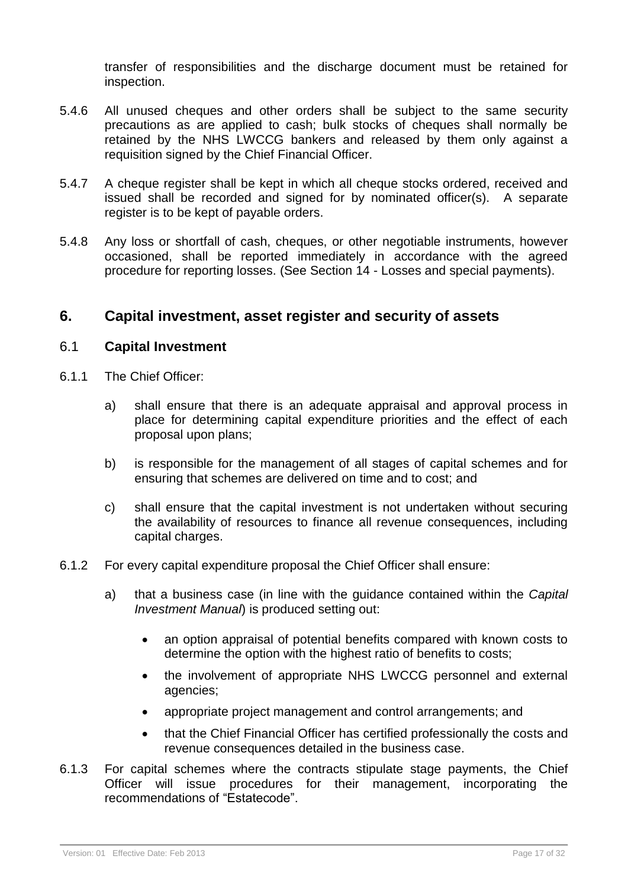transfer of responsibilities and the discharge document must be retained for inspection.

5.4.6 All unused cheques and other orders shall be subject to the same security precautions as are applied to cash; bulk stocks of cheques shall normally be retained by the NHS LWCCG bankers and released by them only against a requisition signed by the Chief Financial Officer.

5.4.7 A cheque register shall be kept in which all cheque stocks ordered, received and issued shall be recorded and signed for by nominated officer(s). A separate register is to be kept of payable orders.

5.4.8 Any loss or shortfall of cash, cheques, or other negotiable instruments, however occasioned, shall be reported immediately in accordance with the agreed procedure for reporting losses. (See Section 14 - Losses and special payments).

## 6. Capital investment, asset register and security of assets

### 6.1 Capital Investment

6.1.1 The Chief Officer:

a) shall ensure that there is an adequate appraisal and approval process in place for determining capital expenditure priorities and the effect of each proposal upon plans;

b) is responsible for the management of all stages of capital schemes and for ensuring that schemes are delivered on time and to cost; and

c) shall ensure that the capital investment is not undertaken without securing the availability of resources to finance all revenue consequences, including capital charges.

6.1.2 For every capital expenditure proposal the Chief Officer shall ensure:

a) that a business case (in line with the guidance contained within the *Capital Investment Manual*) is produced setting out:

- an option appraisal of potential benefits compared with known costs to determine the option with the highest ratio of benefits to costs;
- the involvement of appropriate NHS LWCCG personnel and external agencies;
- appropriate project management and control arrangements; and
- that the Chief Financial Officer has certified professionally the costs and revenue consequences detailed in the business case.

6.1.3 For capital schemes where the contracts stipulate stage payments, the Chief Officer will issue procedures for their management, incorporating the recommendations of "Estatecode".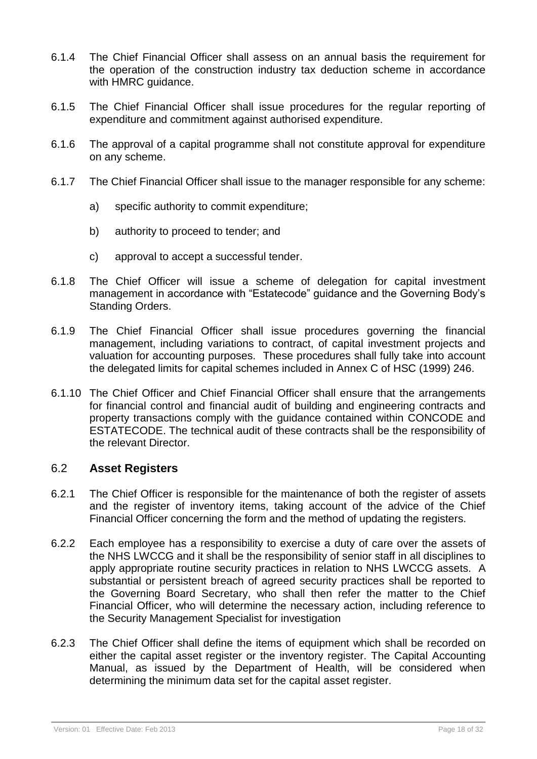6.1.4 The Chief Financial Officer shall assess on an annual basis the requirement for the operation of the construction industry tax deduction scheme in accordance with HMRC guidance.

6.1.5 The Chief Financial Officer shall issue procedures for the regular reporting of expenditure and commitment against authorised expenditure.

6.1.6 The approval of a capital programme shall not constitute approval for expenditure on any scheme.

6.1.7 The Chief Financial Officer shall issue to the manager responsible for any scheme:

a) specific authority to commit expenditure;

b) authority to proceed to tender; and

c) approval to accept a successful tender.

6.1.8 The Chief Officer will issue a scheme of delegation for capital investment management in accordance with "Estatecode" guidance and the Governing Body's Standing Orders.

6.1.9 The Chief Financial Officer shall issue procedures governing the financial management, including variations to contract, of capital investment projects and valuation for accounting purposes. These procedures shall fully take into account the delegated limits for capital schemes included in Annex C of HSC (1999) 246.

6.1.10 The Chief Officer and Chief Financial Officer shall ensure that the arrangements for financial control and financial audit of building and engineering contracts and property transactions comply with the guidance contained within CONCODE and ESTATECODE. The technical audit of these contracts shall be the responsibility of the relevant Director.

## 6.2 **Asset Registers**

6.2.1 The Chief Officer is responsible for the maintenance of both the register of assets and the register of inventory items, taking account of the advice of the Chief Financial Officer concerning the form and the method of updating the registers.

6.2.2 Each employee has a responsibility to exercise a duty of care over the assets of the NHS LWCCG and it shall be the responsibility of senior staff in all disciplines to apply appropriate routine security practices in relation to NHS LWCCG assets. A substantial or persistent breach of agreed security practices shall be reported to the Governing Board Secretary, who shall then refer the matter to the Chief Financial Officer, who will determine the necessary action, including reference to the Security Management Specialist for investigation

6.2.3 The Chief Officer shall define the items of equipment which shall be recorded on either the capital asset register or the inventory register. The Capital Accounting Manual, as issued by the Department of Health, will be considered when determining the minimum data set for the capital asset register.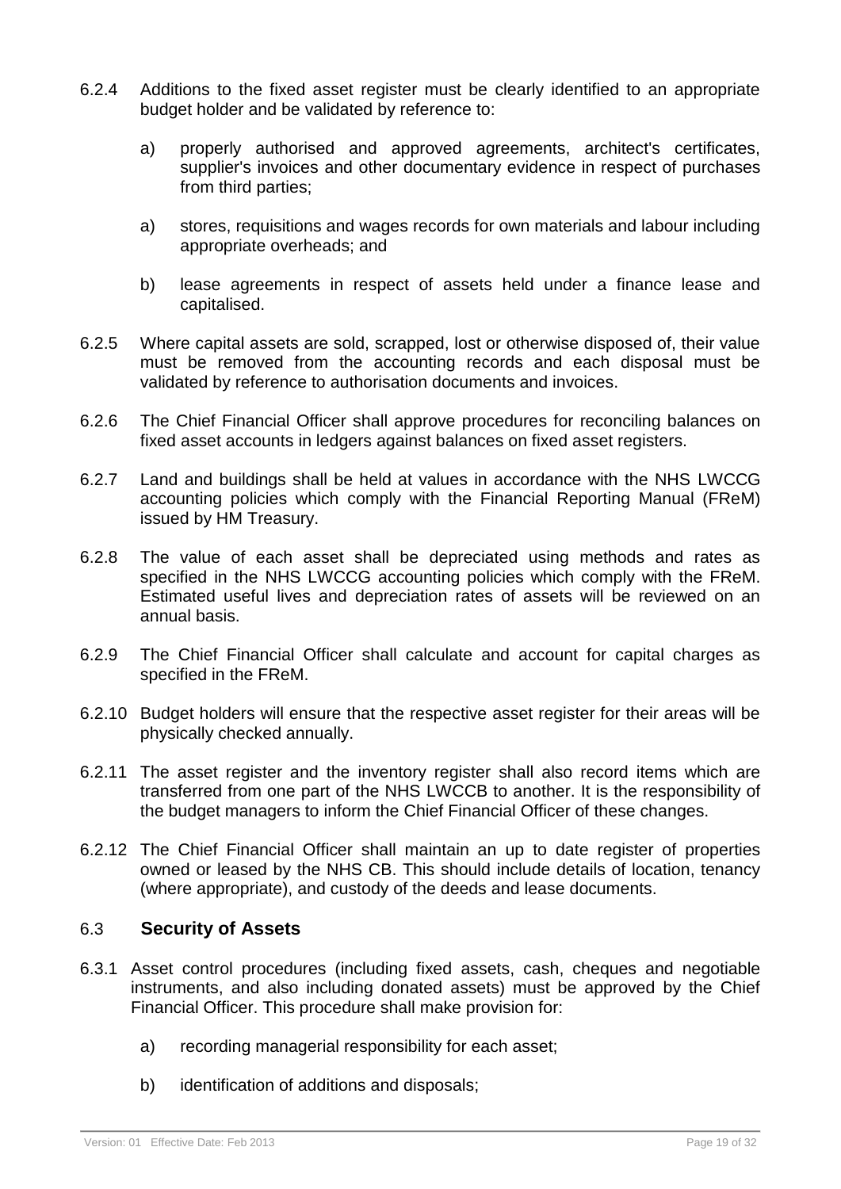6.2.4 Additions to the fixed asset register must be clearly identified to an appropriate budget holder and be validated by reference to:

a) properly authorised and approved agreements, architect's certificates, supplier's invoices and other documentary evidence in respect of purchases from third parties;

a) stores, requisitions and wages records for own materials and labour including appropriate overheads; and

b) lease agreements in respect of assets held under a finance lease and capitalised.

6.2.5 Where capital assets are sold, scrapped, lost or otherwise disposed of, their value must be removed from the accounting records and each disposal must be validated by reference to authorisation documents and invoices.

6.2.6 The Chief Financial Officer shall approve procedures for reconciling balances on fixed asset accounts in ledgers against balances on fixed asset registers.

6.2.7 Land and buildings shall be held at values in accordance with the NHS LWCCG accounting policies which comply with the Financial Reporting Manual (FReM) issued by HM Treasury.

6.2.8 The value of each asset shall be depreciated using methods and rates as specified in the NHS LWCCG accounting policies which comply with the FReM. Estimated useful lives and depreciation rates of assets will be reviewed on an annual basis.

6.2.9 The Chief Financial Officer shall calculate and account for capital charges as specified in the FReM.

6.2.10 Budget holders will ensure that the respective asset register for their areas will be physically checked annually.

6.2.11 The asset register and the inventory register shall also record items which are transferred from one part of the NHS LWCCB to another. It is the responsibility of the budget managers to inform the Chief Financial Officer of these changes.

6.2.12 The Chief Financial Officer shall maintain an up to date register of properties owned or leased by the NHS CB. This should include details of location, tenancy (where appropriate), and custody of the deeds and lease documents.

### 6.3 Security of Assets

6.3.1 Asset control procedures (including fixed assets, cash, cheques and negotiable instruments, and also including donated assets) must be approved by the Chief Financial Officer. This procedure shall make provision for:

a) recording managerial responsibility for each asset;

b) identification of additions and disposals;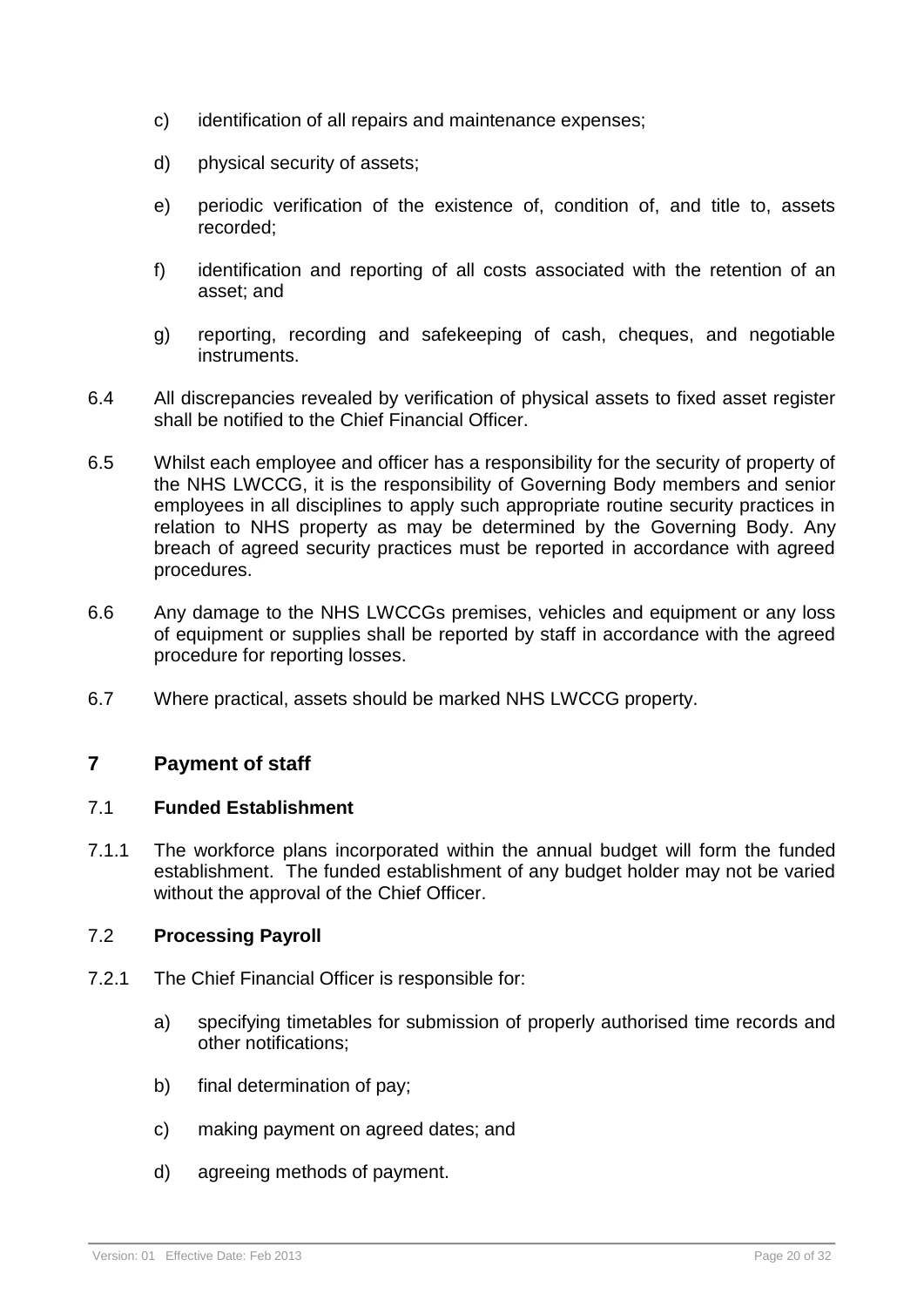c) identification of all repairs and maintenance expenses;

d) physical security of assets;

e) periodic verification of the existence of, condition of, and title to, assets recorded;

f) identification and reporting of all costs associated with the retention of an asset; and

g) reporting, recording and safekeeping of cash, cheques, and negotiable instruments.

6.4 All discrepancies revealed by verification of physical assets to fixed asset register shall be notified to the Chief Financial Officer.

6.5 Whilst each employee and officer has a responsibility for the security of property of the NHS LWCCG, it is the responsibility of Governing Body members and senior employees in all disciplines to apply such appropriate routine security practices in relation to NHS property as may be determined by the Governing Body. Any breach of agreed security practices must be reported in accordance with agreed procedures.

6.6 Any damage to the NHS LWCCGs premises, vehicles and equipment or any loss of equipment or supplies shall be reported by staff in accordance with the agreed procedure for reporting losses.

6.7 Where practical, assets should be marked NHS LWCCG property.

## 7 Payment of staff

### 7.1 Funded Establishment

7.1.1 The workforce plans incorporated within the annual budget will form the funded establishment. The funded establishment of any budget holder may not be varied without the approval of the Chief Officer.

### 7.2 Processing Payroll

7.2.1 The Chief Financial Officer is responsible for:

a) specifying timetables for submission of properly authorised time records and other notifications;

b) final determination of pay;

c) making payment on agreed dates; and

d) agreeing methods of payment.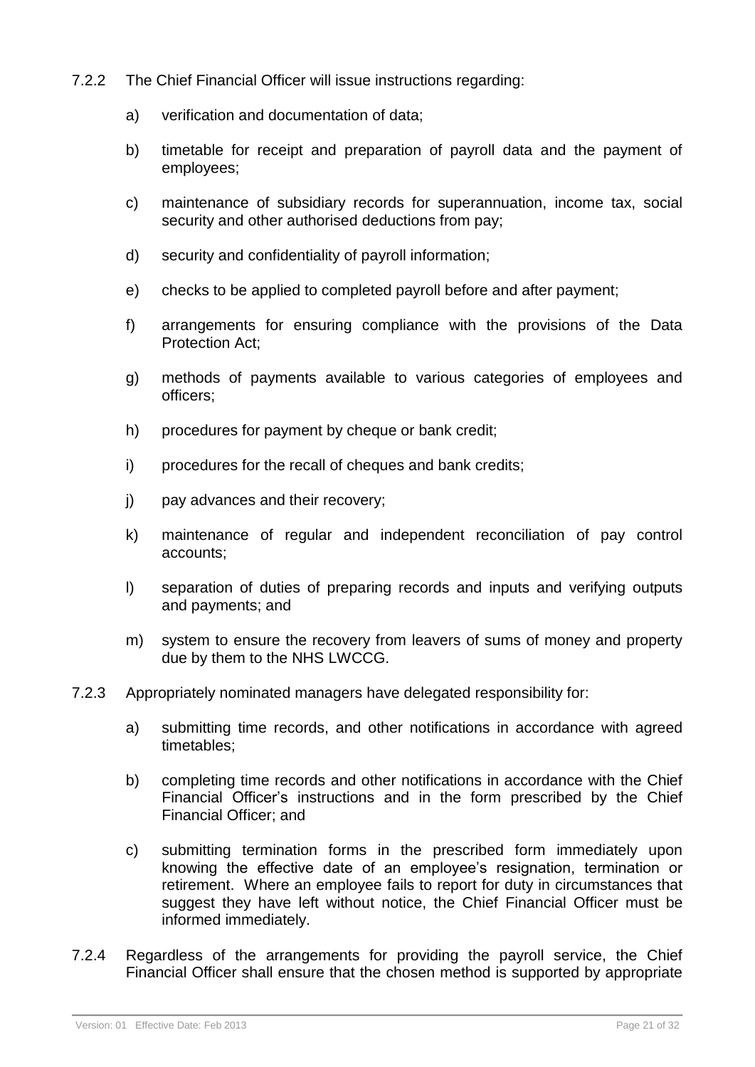7.2.2 The Chief Financial Officer will issue instructions regarding:

a) verification and documentation of data;

b) timetable for receipt and preparation of payroll data and the payment of employees;

c) maintenance of subsidiary records for superannuation, income tax, social security and other authorised deductions from pay;

d) security and confidentiality of payroll information;

e) checks to be applied to completed payroll before and after payment;

f) arrangements for ensuring compliance with the provisions of the Data Protection Act;

g) methods of payments available to various categories of employees and officers;

h) procedures for payment by cheque or bank credit;

i) procedures for the recall of cheques and bank credits;

j) pay advances and their recovery;

k) maintenance of regular and independent reconciliation of pay control accounts;

l) separation of duties of preparing records and inputs and verifying outputs and payments; and

m) system to ensure the recovery from leavers of sums of money and property due by them to the NHS LWCCG.

7.2.3 Appropriately nominated managers have delegated responsibility for:

a) submitting time records, and other notifications in accordance with agreed timetables;

b) completing time records and other notifications in accordance with the Chief Financial Officer's instructions and in the form prescribed by the Chief Financial Officer; and

c) submitting termination forms in the prescribed form immediately upon knowing the effective date of an employee's resignation, termination or retirement. Where an employee fails to report for duty in circumstances that suggest they have left without notice, the Chief Financial Officer must be informed immediately.

7.2.4 Regardless of the arrangements for providing the payroll service, the Chief Financial Officer shall ensure that the chosen method is supported by appropriate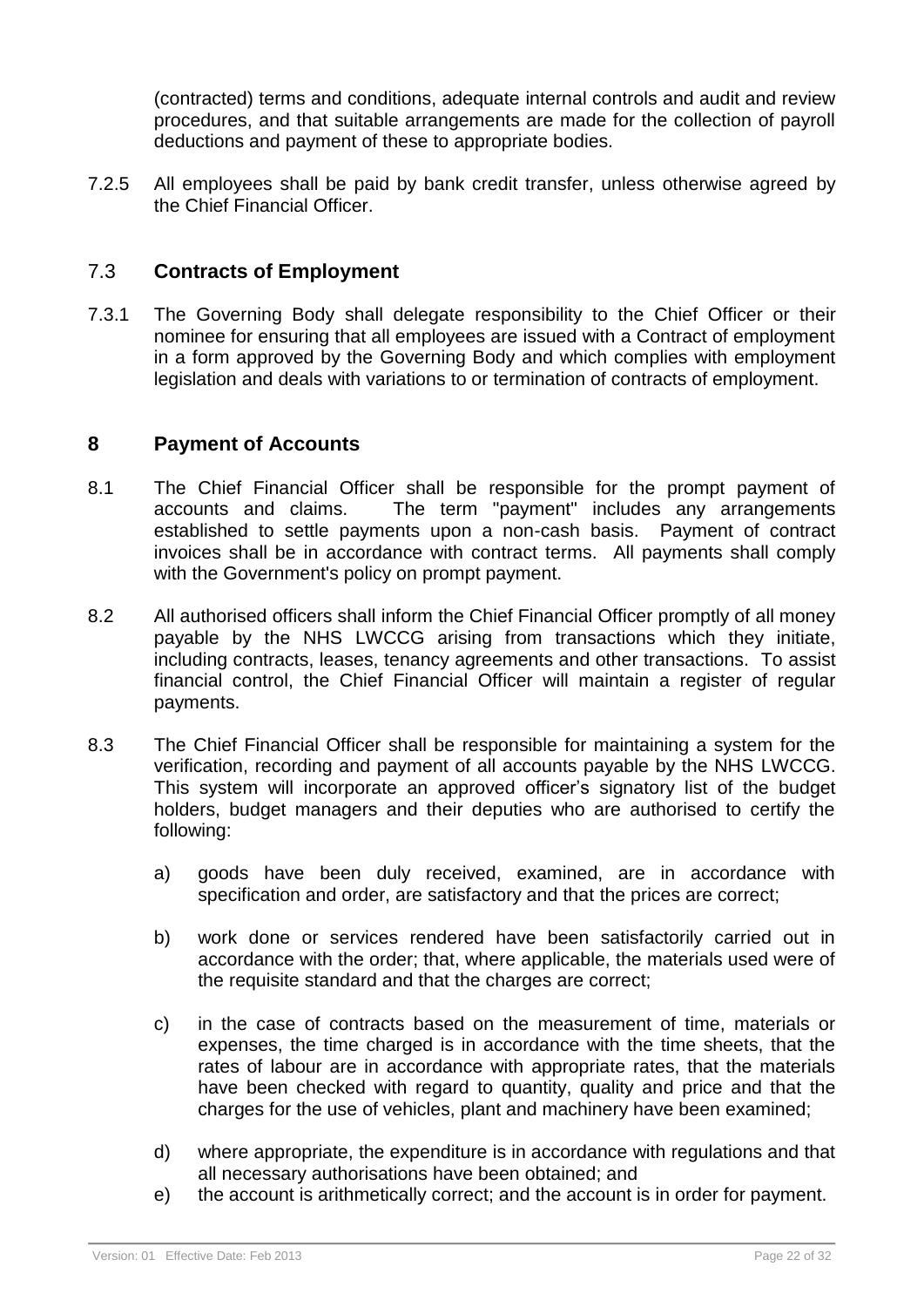(contracted) terms and conditions, adequate internal controls and audit and review procedures, and that suitable arrangements are made for the collection of payroll deductions and payment of these to appropriate bodies.

7.2.5 All employees shall be paid by bank credit transfer, unless otherwise agreed by the Chief Financial Officer.

### 7.3 **Contracts of Employment**

7.3.1 The Governing Body shall delegate responsibility to the Chief Officer or their nominee for ensuring that all employees are issued with a Contract of employment in a form approved by the Governing Body and which complies with employment legislation and deals with variations to or termination of contracts of employment.

## 8 Payment of Accounts

8.1 The Chief Financial Officer shall be responsible for the prompt payment of accounts and claims. The term "payment" includes any arrangements established to settle payments upon a non-cash basis. Payment of contract invoices shall be in accordance with contract terms. All payments shall comply with the Government's policy on prompt payment.

8.2 All authorised officers shall inform the Chief Financial Officer promptly of all money payable by the NHS LWCCG arising from transactions which they initiate, including contracts, leases, tenancy agreements and other transactions. To assist financial control, the Chief Financial Officer will maintain a register of regular payments.

8.3 The Chief Financial Officer shall be responsible for maintaining a system for the verification, recording and payment of all accounts payable by the NHS LWCCG. This system will incorporate an approved officer's signatory list of the budget holders, budget managers and their deputies who are authorised to certify the following:

a) goods have been duly received, examined, are in accordance with specification and order, are satisfactory and that the prices are correct;

b) work done or services rendered have been satisfactorily carried out in accordance with the order; that, where applicable, the materials used were of the requisite standard and that the charges are correct;

c) in the case of contracts based on the measurement of time, materials or expenses, the time charged is in accordance with the time sheets, that the rates of labour are in accordance with appropriate rates, that the materials have been checked with regard to quantity, quality and price and that the charges for the use of vehicles, plant and machinery have been examined;

d) where appropriate, the expenditure is in accordance with regulations and that all necessary authorisations have been obtained; and

e) the account is arithmetically correct; and the account is in order for payment.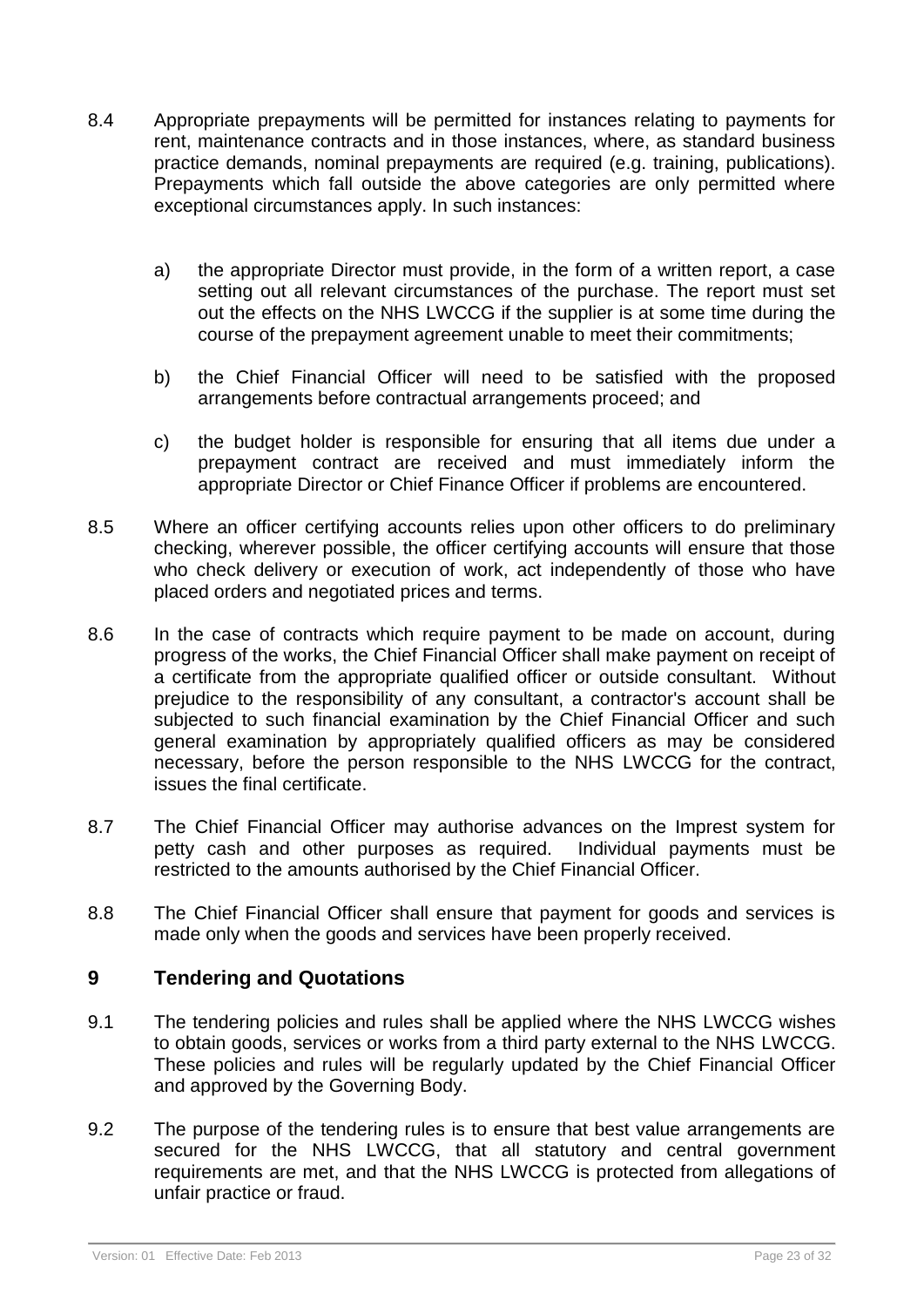8.4 Appropriate prepayments will be permitted for instances relating to payments for rent, maintenance contracts and in those instances, where, as standard business practice demands, nominal prepayments are required (e.g. training, publications). Prepayments which fall outside the above categories are only permitted where exceptional circumstances apply. In such instances:

   a) the appropriate Director must provide, in the form of a written report, a case setting out all relevant circumstances of the purchase. The report must set out the effects on the NHS LWCCG if the supplier is at some time during the course of the prepayment agreement unable to meet their commitments;

   b) the Chief Financial Officer will need to be satisfied with the proposed arrangements before contractual arrangements proceed; and

   c) the budget holder is responsible for ensuring that all items due under a prepayment contract are received and must immediately inform the appropriate Director or Chief Finance Officer if problems are encountered.

8.5 Where an officer certifying accounts relies upon other officers to do preliminary checking, wherever possible, the officer certifying accounts will ensure that those who check delivery or execution of work, act independently of those who have placed orders and negotiated prices and terms.

8.6 In the case of contracts which require payment to be made on account, during progress of the works, the Chief Financial Officer shall make payment on receipt of a certificate from the appropriate qualified officer or outside consultant. Without prejudice to the responsibility of any consultant, a contractor's account shall be subjected to such financial examination by the Chief Financial Officer and such general examination by appropriately qualified officers as may be considered necessary, before the person responsible to the NHS LWCCG for the contract, issues the final certificate.

8.7 The Chief Financial Officer may authorise advances on the Imprest system for petty cash and other purposes as required. Individual payments must be restricted to the amounts authorised by the Chief Financial Officer.

8.8 The Chief Financial Officer shall ensure that payment for goods and services is made only when the goods and services have been properly received.

## 9 Tendering and Quotations

9.1 The tendering policies and rules shall be applied where the NHS LWCCG wishes to obtain goods, services or works from a third party external to the NHS LWCCG. These policies and rules will be regularly updated by the Chief Financial Officer and approved by the Governing Body.

9.2 The purpose of the tendering rules is to ensure that best value arrangements are secured for the NHS LWCCG, that all statutory and central government requirements are met, and that the NHS LWCCG is protected from allegations of unfair practice or fraud.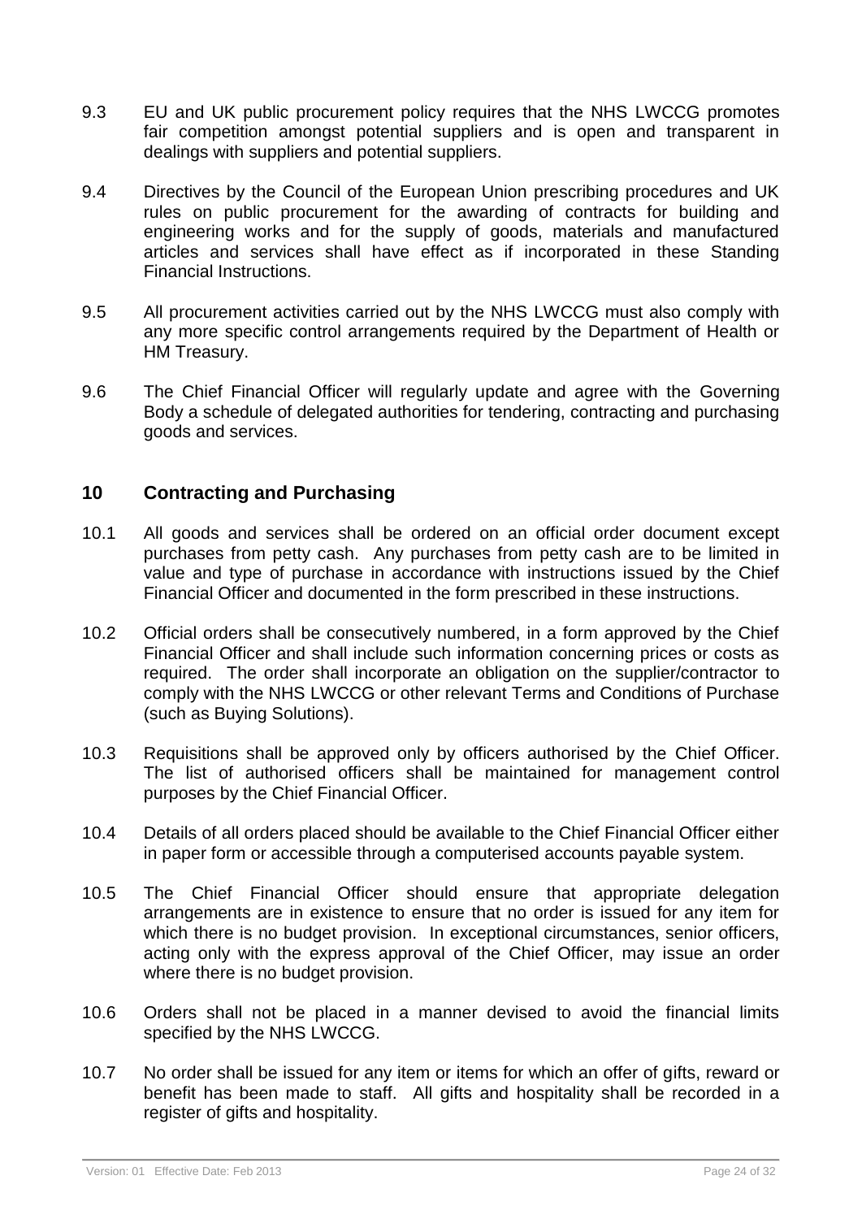9.3 EU and UK public procurement policy requires that the NHS LWCCG promotes fair competition amongst potential suppliers and is open and transparent in dealings with suppliers and potential suppliers.

9.4 Directives by the Council of the European Union prescribing procedures and UK rules on public procurement for the awarding of contracts for building and engineering works and for the supply of goods, materials and manufactured articles and services shall have effect as if incorporated in these Standing Financial Instructions.

9.5 All procurement activities carried out by the NHS LWCCG must also comply with any more specific control arrangements required by the Department of Health or HM Treasury.

9.6 The Chief Financial Officer will regularly update and agree with the Governing Body a schedule of delegated authorities for tendering, contracting and purchasing goods and services.

## 10 Contracting and Purchasing

10.1 All goods and services shall be ordered on an official order document except purchases from petty cash. Any purchases from petty cash are to be limited in value and type of purchase in accordance with instructions issued by the Chief Financial Officer and documented in the form prescribed in these instructions.

10.2 Official orders shall be consecutively numbered, in a form approved by the Chief Financial Officer and shall include such information concerning prices or costs as required. The order shall incorporate an obligation on the supplier/contractor to comply with the NHS LWCCG or other relevant Terms and Conditions of Purchase (such as Buying Solutions).

10.3 Requisitions shall be approved only by officers authorised by the Chief Officer. The list of authorised officers shall be maintained for management control purposes by the Chief Financial Officer.

10.4 Details of all orders placed should be available to the Chief Financial Officer either in paper form or accessible through a computerised accounts payable system.

10.5 The Chief Financial Officer should ensure that appropriate delegation arrangements are in existence to ensure that no order is issued for any item for which there is no budget provision. In exceptional circumstances, senior officers, acting only with the express approval of the Chief Officer, may issue an order where there is no budget provision.

10.6 Orders shall not be placed in a manner devised to avoid the financial limits specified by the NHS LWCCG.

10.7 No order shall be issued for any item or items for which an offer of gifts, reward or benefit has been made to staff. All gifts and hospitality shall be recorded in a register of gifts and hospitality.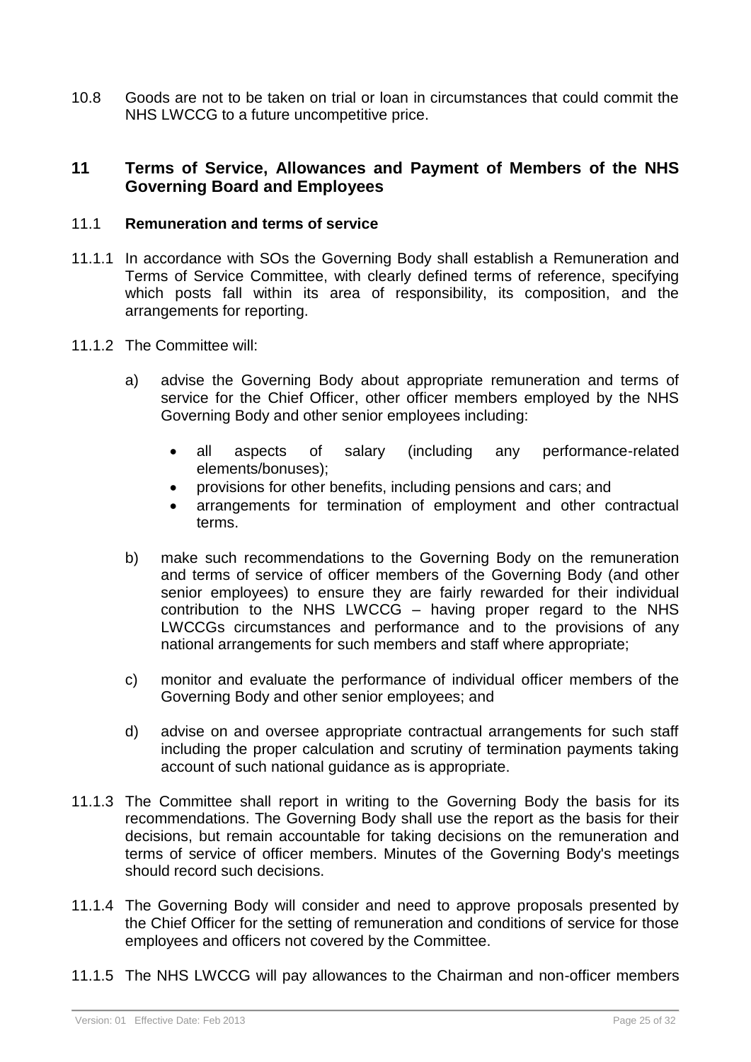10.8 Goods are not to be taken on trial or loan in circumstances that could commit the NHS LWCCG to a future uncompetitive price.

## 11 Terms of Service, Allowances and Payment of Members of the NHS Governing Board and Employees

### 11.1 Remuneration and terms of service

11.1.1 In accordance with SOs the Governing Body shall establish a Remuneration and Terms of Service Committee, with clearly defined terms of reference, specifying which posts fall within its area of responsibility, its composition, and the arrangements for reporting.

11.1.2 The Committee will:

a) advise the Governing Body about appropriate remuneration and terms of service for the Chief Officer, other officer members employed by the NHS Governing Body and other senior employees including:

- all aspects of salary (including any performance-related elements/bonuses);
- provisions for other benefits, including pensions and cars; and
- arrangements for termination of employment and other contractual terms.

b) make such recommendations to the Governing Body on the remuneration and terms of service of officer members of the Governing Body (and other senior employees) to ensure they are fairly rewarded for their individual contribution to the NHS LWCCG – having proper regard to the NHS LWCCGs circumstances and performance and to the provisions of any national arrangements for such members and staff where appropriate;

c) monitor and evaluate the performance of individual officer members of the Governing Body and other senior employees; and

d) advise on and oversee appropriate contractual arrangements for such staff including the proper calculation and scrutiny of termination payments taking account of such national guidance as is appropriate.

11.1.3 The Committee shall report in writing to the Governing Body the basis for its recommendations. The Governing Body shall use the report as the basis for their decisions, but remain accountable for taking decisions on the remuneration and terms of service of officer members. Minutes of the Governing Body's meetings should record such decisions.

11.1.4 The Governing Body will consider and need to approve proposals presented by the Chief Officer for the setting of remuneration and conditions of service for those employees and officers not covered by the Committee.

11.1.5 The NHS LWCCG will pay allowances to the Chairman and non-officer members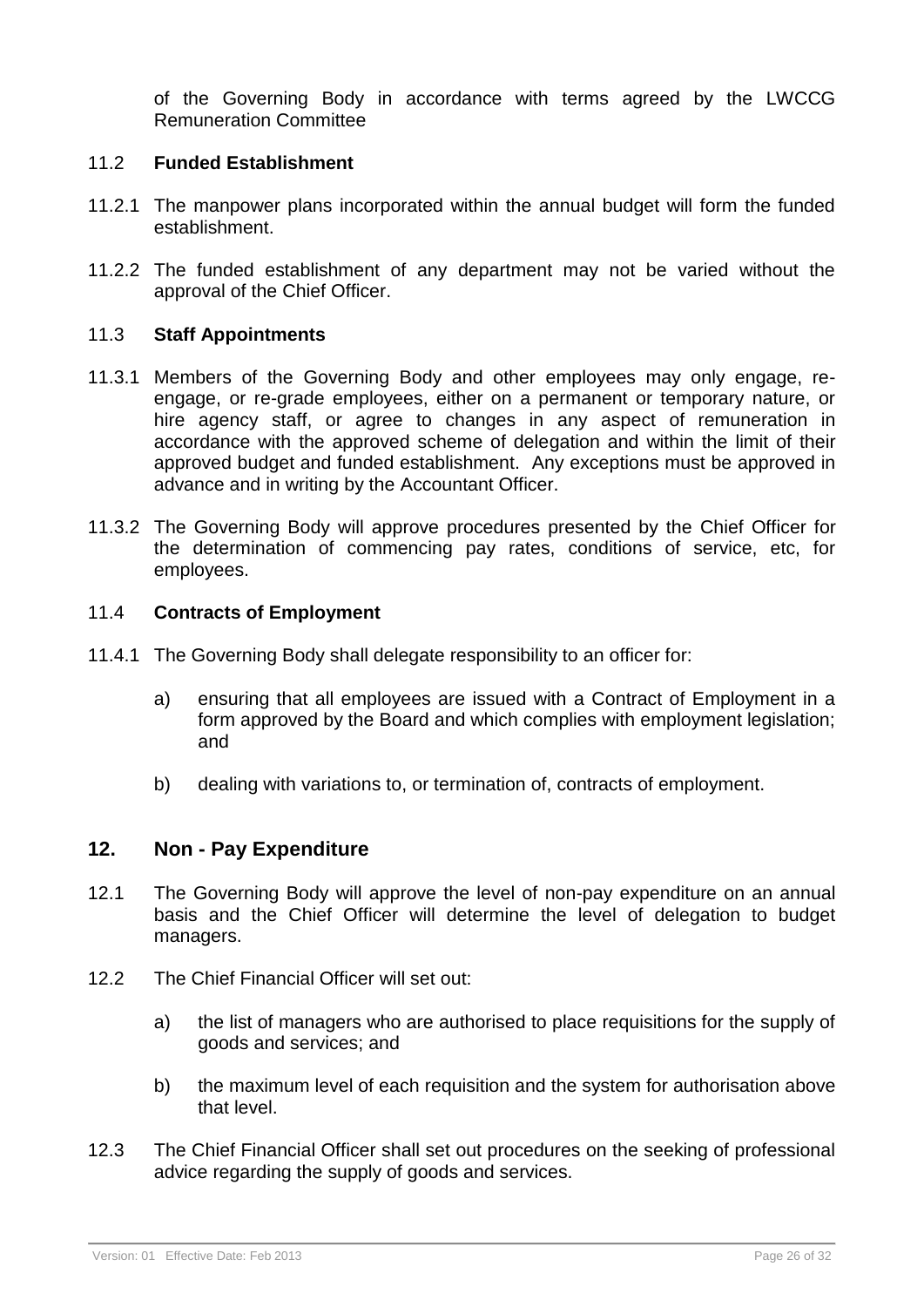of the Governing Body in accordance with terms agreed by the LWCCG Remuneration Committee

### 11.2 Funded Establishment

11.2.1 The manpower plans incorporated within the annual budget will form the funded establishment.

11.2.2 The funded establishment of any department may not be varied without the approval of the Chief Officer.

### 11.3 Staff Appointments

11.3.1 Members of the Governing Body and other employees may only engage, re-engage, or re-grade employees, either on a permanent or temporary nature, or hire agency staff, or agree to changes in any aspect of remuneration in accordance with the approved scheme of delegation and within the limit of their approved budget and funded establishment. Any exceptions must be approved in advance and in writing by the Accountant Officer.

11.3.2 The Governing Body will approve procedures presented by the Chief Officer for the determination of commencing pay rates, conditions of service, etc, for employees.

### 11.4 Contracts of Employment

11.4.1 The Governing Body shall delegate responsibility to an officer for:

a) ensuring that all employees are issued with a Contract of Employment in a form approved by the Board and which complies with employment legislation; and

b) dealing with variations to, or termination of, contracts of employment.

## 12. Non - Pay Expenditure

12.1 The Governing Body will approve the level of non-pay expenditure on an annual basis and the Chief Officer will determine the level of delegation to budget managers.

12.2 The Chief Financial Officer will set out:

a) the list of managers who are authorised to place requisitions for the supply of goods and services; and

b) the maximum level of each requisition and the system for authorisation above that level.

12.3 The Chief Financial Officer shall set out procedures on the seeking of professional advice regarding the supply of goods and services.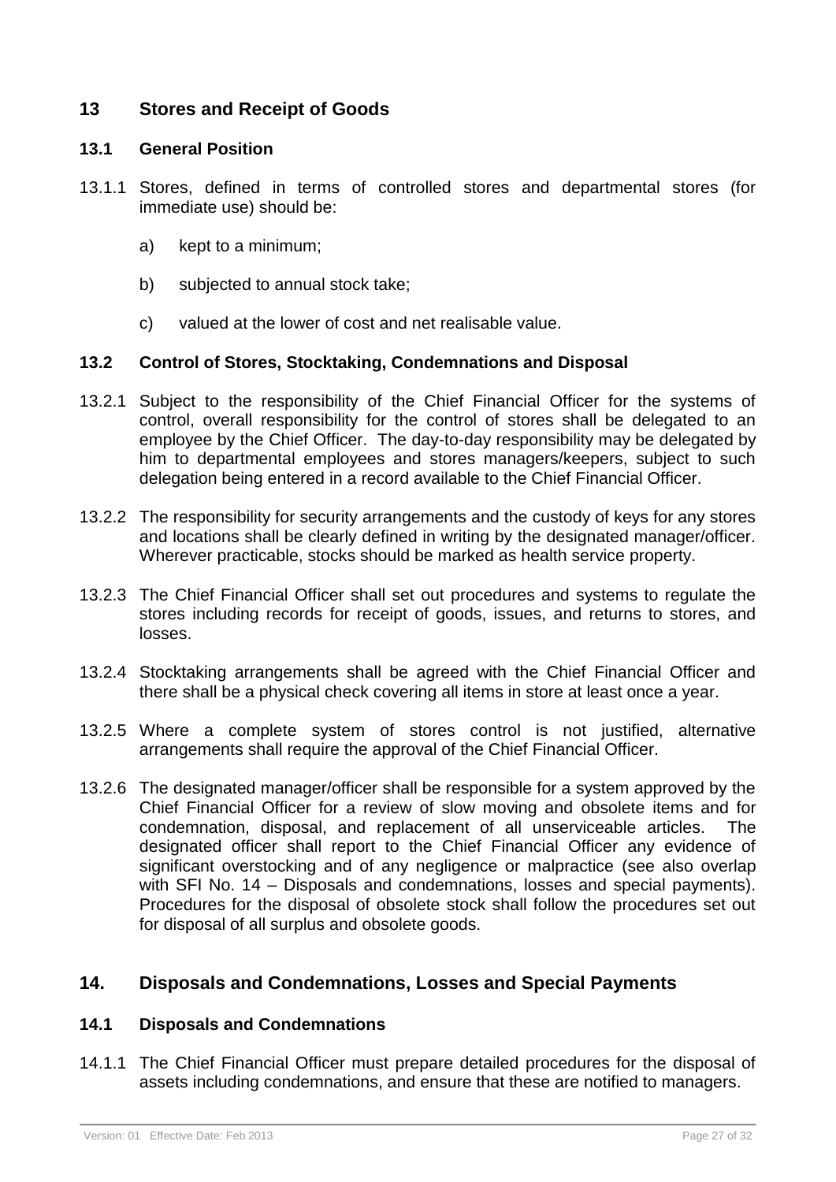## 13 Stores and Receipt of Goods

### 13.1 General Position

13.1.1 Stores, defined in terms of controlled stores and departmental stores (for immediate use) should be:

a) kept to a minimum;

b) subjected to annual stock take;

c) valued at the lower of cost and net realisable value.

### 13.2 Control of Stores, Stocktaking, Condemnations and Disposal

13.2.1 Subject to the responsibility of the Chief Financial Officer for the systems of control, overall responsibility for the control of stores shall be delegated to an employee by the Chief Officer. The day-to-day responsibility may be delegated by him to departmental employees and stores managers/keepers, subject to such delegation being entered in a record available to the Chief Financial Officer.

13.2.2 The responsibility for security arrangements and the custody of keys for any stores and locations shall be clearly defined in writing by the designated manager/officer. Wherever practicable, stocks should be marked as health service property.

13.2.3 The Chief Financial Officer shall set out procedures and systems to regulate the stores including records for receipt of goods, issues, and returns to stores, and losses.

13.2.4 Stocktaking arrangements shall be agreed with the Chief Financial Officer and there shall be a physical check covering all items in store at least once a year.

13.2.5 Where a complete system of stores control is not justified, alternative arrangements shall require the approval of the Chief Financial Officer.

13.2.6 The designated manager/officer shall be responsible for a system approved by the Chief Financial Officer for a review of slow moving and obsolete items and for condemnation, disposal, and replacement of all unserviceable articles. The designated officer shall report to the Chief Financial Officer any evidence of significant overstocking and of any negligence or malpractice (see also overlap with SFI No. 14 – Disposals and condemnations, losses and special payments). Procedures for the disposal of obsolete stock shall follow the procedures set out for disposal of all surplus and obsolete goods.

## 14. Disposals and Condemnations, Losses and Special Payments

### 14.1 Disposals and Condemnations

14.1.1 The Chief Financial Officer must prepare detailed procedures for the disposal of assets including condemnations, and ensure that these are notified to managers.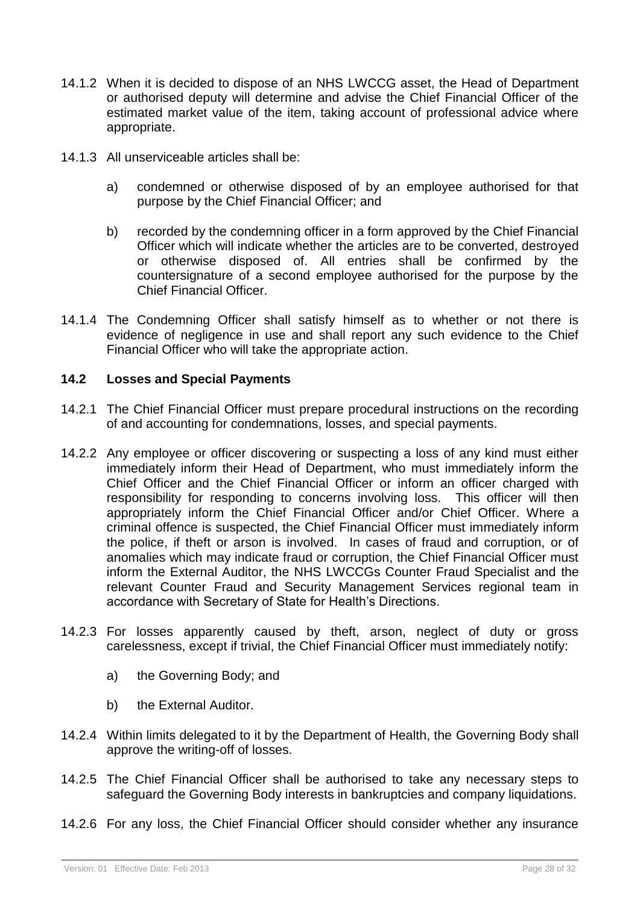14.1.2 When it is decided to dispose of an NHS LWCCG asset, the Head of Department or authorised deputy will determine and advise the Chief Financial Officer of the estimated market value of the item, taking account of professional advice where appropriate.

14.1.3 All unserviceable articles shall be:

a) condemned or otherwise disposed of by an employee authorised for that purpose by the Chief Financial Officer; and

b) recorded by the condemning officer in a form approved by the Chief Financial Officer which will indicate whether the articles are to be converted, destroyed or otherwise disposed of. All entries shall be confirmed by the countersignature of a second employee authorised for the purpose by the Chief Financial Officer.

14.1.4 The Condemning Officer shall satisfy himself as to whether or not there is evidence of negligence in use and shall report any such evidence to the Chief Financial Officer who will take the appropriate action.

### 14.2 Losses and Special Payments

14.2.1 The Chief Financial Officer must prepare procedural instructions on the recording of and accounting for condemnations, losses, and special payments.

14.2.2 Any employee or officer discovering or suspecting a loss of any kind must either immediately inform their Head of Department, who must immediately inform the Chief Officer and the Chief Financial Officer or inform an officer charged with responsibility for responding to concerns involving loss. This officer will then appropriately inform the Chief Financial Officer and/or Chief Officer. Where a criminal offence is suspected, the Chief Financial Officer must immediately inform the police, if theft or arson is involved. In cases of fraud and corruption, or of anomalies which may indicate fraud or corruption, the Chief Financial Officer must inform the External Auditor, the NHS LWCCGs Counter Fraud Specialist and the relevant Counter Fraud and Security Management Services regional team in accordance with Secretary of State for Health's Directions.

14.2.3 For losses apparently caused by theft, arson, neglect of duty or gross carelessness, except if trivial, the Chief Financial Officer must immediately notify:

a) the Governing Body; and

b) the External Auditor.

14.2.4 Within limits delegated to it by the Department of Health, the Governing Body shall approve the writing-off of losses.

14.2.5 The Chief Financial Officer shall be authorised to take any necessary steps to safeguard the Governing Body interests in bankruptcies and company liquidations.

14.2.6 For any loss, the Chief Financial Officer should consider whether any insurance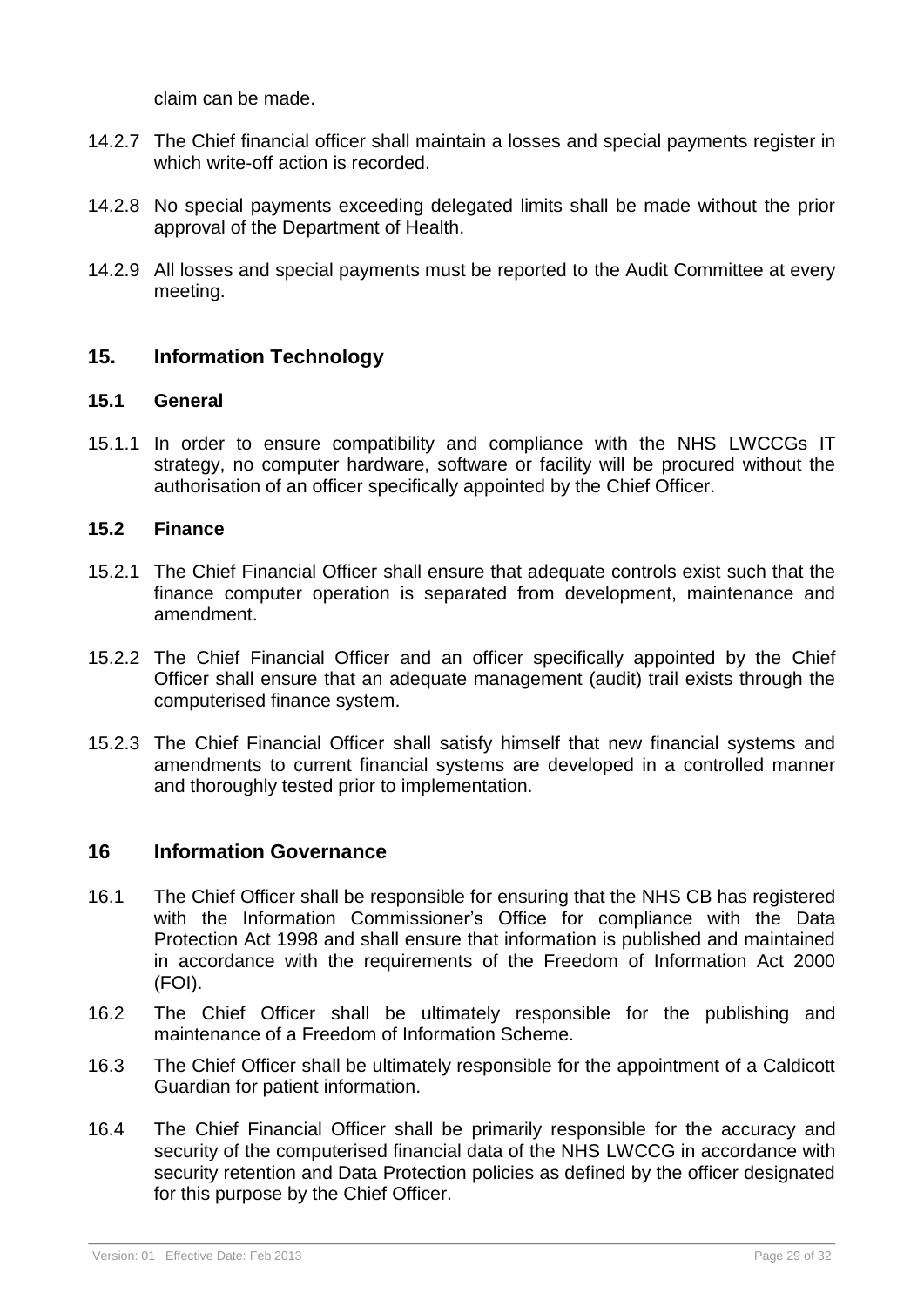claim can be made.

14.2.7 The Chief financial officer shall maintain a losses and special payments register in which write-off action is recorded.

14.2.8 No special payments exceeding delegated limits shall be made without the prior approval of the Department of Health.

14.2.9 All losses and special payments must be reported to the Audit Committee at every meeting.

## 15. Information Technology

### 15.1 General

15.1.1 In order to ensure compatibility and compliance with the NHS LWCCGs IT strategy, no computer hardware, software or facility will be procured without the authorisation of an officer specifically appointed by the Chief Officer.

### 15.2 Finance

15.2.1 The Chief Financial Officer shall ensure that adequate controls exist such that the finance computer operation is separated from development, maintenance and amendment.

15.2.2 The Chief Financial Officer and an officer specifically appointed by the Chief Officer shall ensure that an adequate management (audit) trail exists through the computerised finance system.

15.2.3 The Chief Financial Officer shall satisfy himself that new financial systems and amendments to current financial systems are developed in a controlled manner and thoroughly tested prior to implementation.

## 16 Information Governance

16.1 The Chief Officer shall be responsible for ensuring that the NHS CB has registered with the Information Commissioner's Office for compliance with the Data Protection Act 1998 and shall ensure that information is published and maintained in accordance with the requirements of the Freedom of Information Act 2000 (FOI).

16.2 The Chief Officer shall be ultimately responsible for the publishing and maintenance of a Freedom of Information Scheme.

16.3 The Chief Officer shall be ultimately responsible for the appointment of a Caldicott Guardian for patient information.

16.4 The Chief Financial Officer shall be primarily responsible for the accuracy and security of the computerised financial data of the NHS LWCCG in accordance with security retention and Data Protection policies as defined by the officer designated for this purpose by the Chief Officer.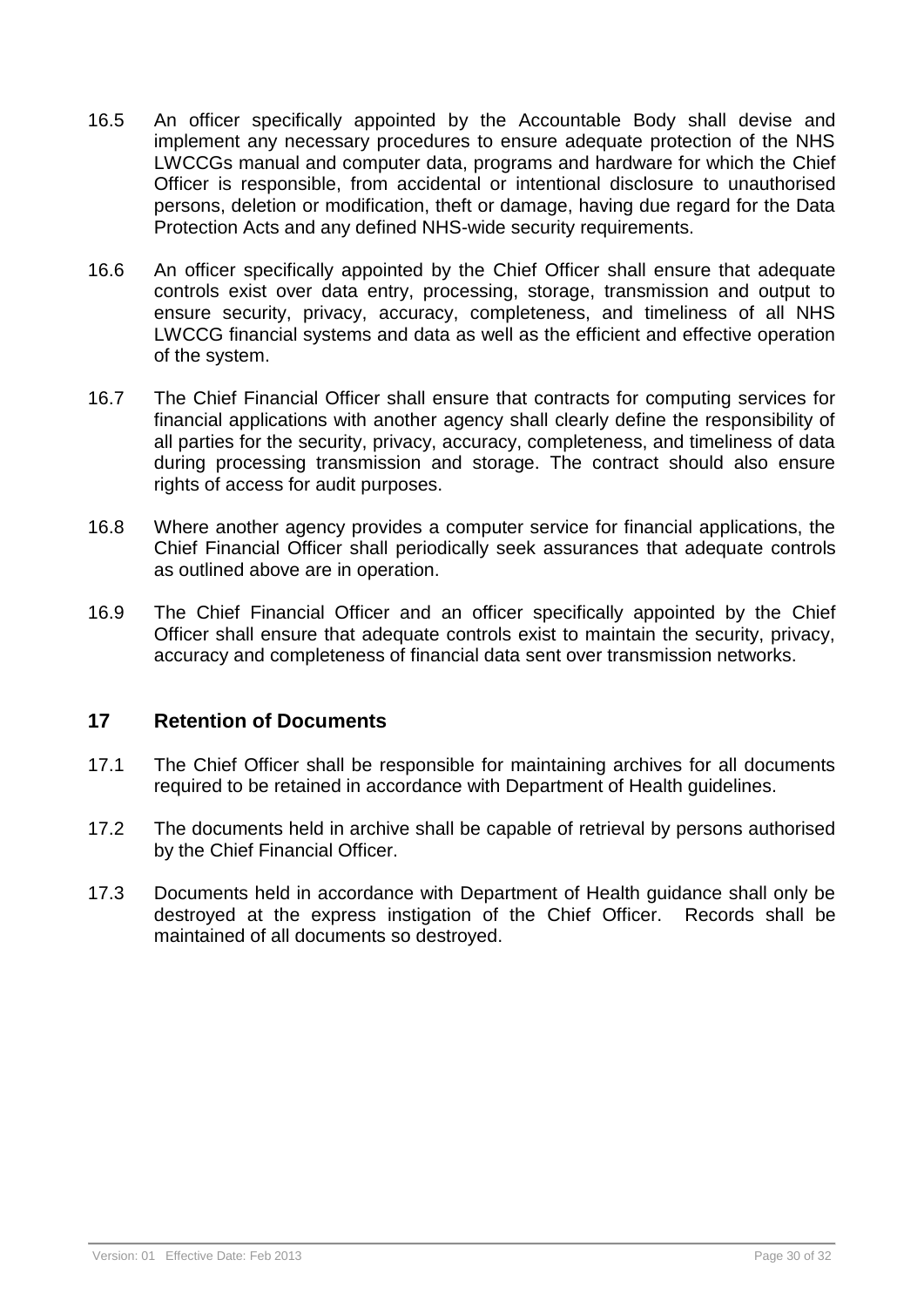16.5 An officer specifically appointed by the Accountable Body shall devise and implement any necessary procedures to ensure adequate protection of the NHS LWCCGs manual and computer data, programs and hardware for which the Chief Officer is responsible, from accidental or intentional disclosure to unauthorised persons, deletion or modification, theft or damage, having due regard for the Data Protection Acts and any defined NHS-wide security requirements.

16.6 An officer specifically appointed by the Chief Officer shall ensure that adequate controls exist over data entry, processing, storage, transmission and output to ensure security, privacy, accuracy, completeness, and timeliness of all NHS LWCCG financial systems and data as well as the efficient and effective operation of the system.

16.7 The Chief Financial Officer shall ensure that contracts for computing services for financial applications with another agency shall clearly define the responsibility of all parties for the security, privacy, accuracy, completeness, and timeliness of data during processing transmission and storage. The contract should also ensure rights of access for audit purposes.

16.8 Where another agency provides a computer service for financial applications, the Chief Financial Officer shall periodically seek assurances that adequate controls as outlined above are in operation.

16.9 The Chief Financial Officer and an officer specifically appointed by the Chief Officer shall ensure that adequate controls exist to maintain the security, privacy, accuracy and completeness of financial data sent over transmission networks.

## 17 Retention of Documents

17.1 The Chief Officer shall be responsible for maintaining archives for all documents required to be retained in accordance with Department of Health guidelines.

17.2 The documents held in archive shall be capable of retrieval by persons authorised by the Chief Financial Officer.

17.3 Documents held in accordance with Department of Health guidance shall only be destroyed at the express instigation of the Chief Officer. Records shall be maintained of all documents so destroyed.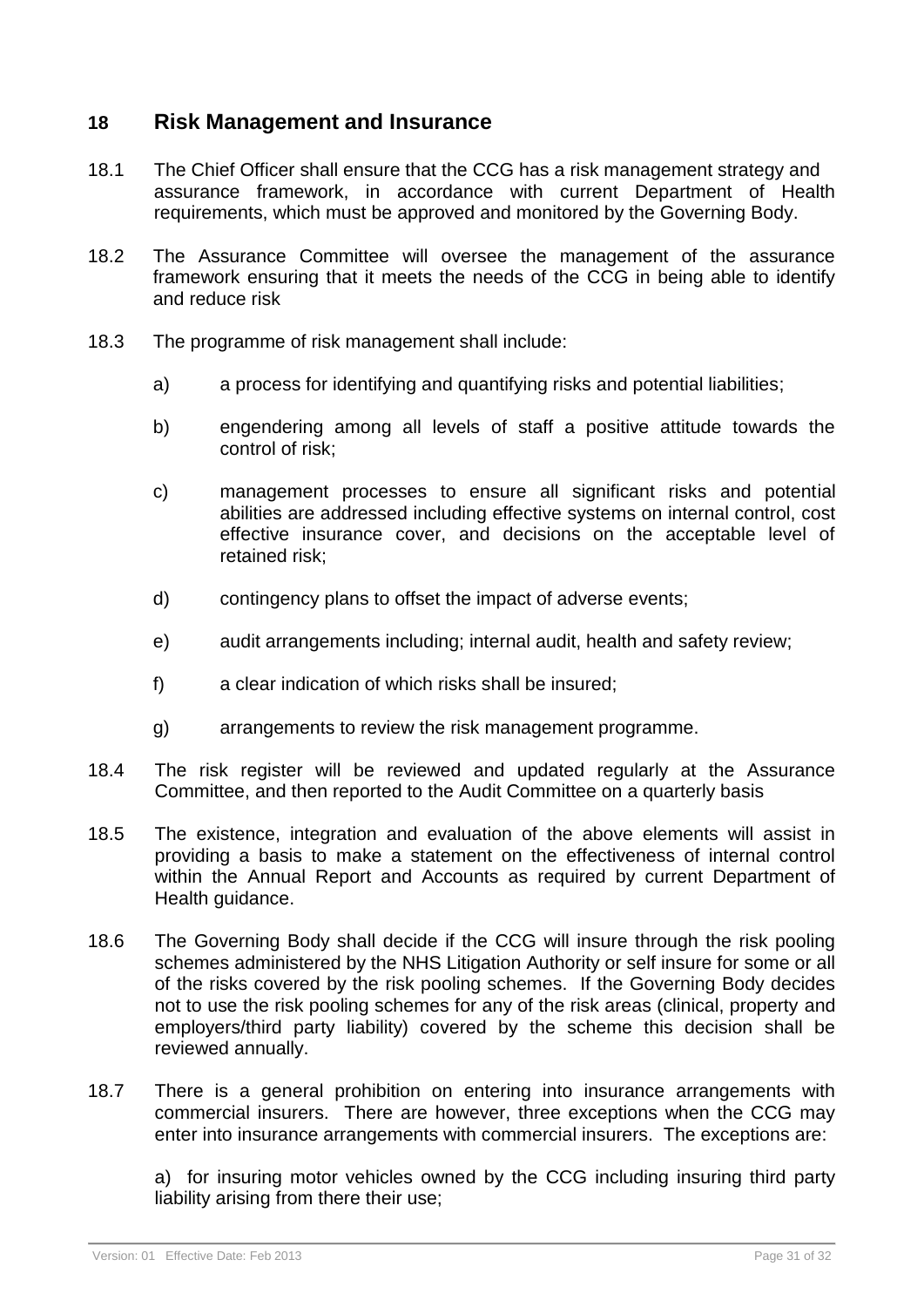## 18 Risk Management and Insurance

18.1 The Chief Officer shall ensure that the CCG has a risk management strategy and assurance framework, in accordance with current Department of Health requirements, which must be approved and monitored by the Governing Body.

18.2 The Assurance Committee will oversee the management of the assurance framework ensuring that it meets the needs of the CCG in being able to identify and reduce risk

18.3 The programme of risk management shall include:

a) a process for identifying and quantifying risks and potential liabilities;

b) engendering among all levels of staff a positive attitude towards the control of risk;

c) management processes to ensure all significant risks and potential abilities are addressed including effective systems on internal control, cost effective insurance cover, and decisions on the acceptable level of retained risk;

d) contingency plans to offset the impact of adverse events;

e) audit arrangements including; internal audit, health and safety review;

f) a clear indication of which risks shall be insured;

g) arrangements to review the risk management programme.

18.4 The risk register will be reviewed and updated regularly at the Assurance Committee, and then reported to the Audit Committee on a quarterly basis

18.5 The existence, integration and evaluation of the above elements will assist in providing a basis to make a statement on the effectiveness of internal control within the Annual Report and Accounts as required by current Department of Health guidance.

18.6 The Governing Body shall decide if the CCG will insure through the risk pooling schemes administered by the NHS Litigation Authority or self insure for some or all of the risks covered by the risk pooling schemes. If the Governing Body decides not to use the risk pooling schemes for any of the risk areas (clinical, property and employers/third party liability) covered by the scheme this decision shall be reviewed annually.

18.7 There is a general prohibition on entering into insurance arrangements with commercial insurers. There are however, three exceptions when the CCG may enter into insurance arrangements with commercial insurers. The exceptions are:

a) for insuring motor vehicles owned by the CCG including insuring third party liability arising from there their use;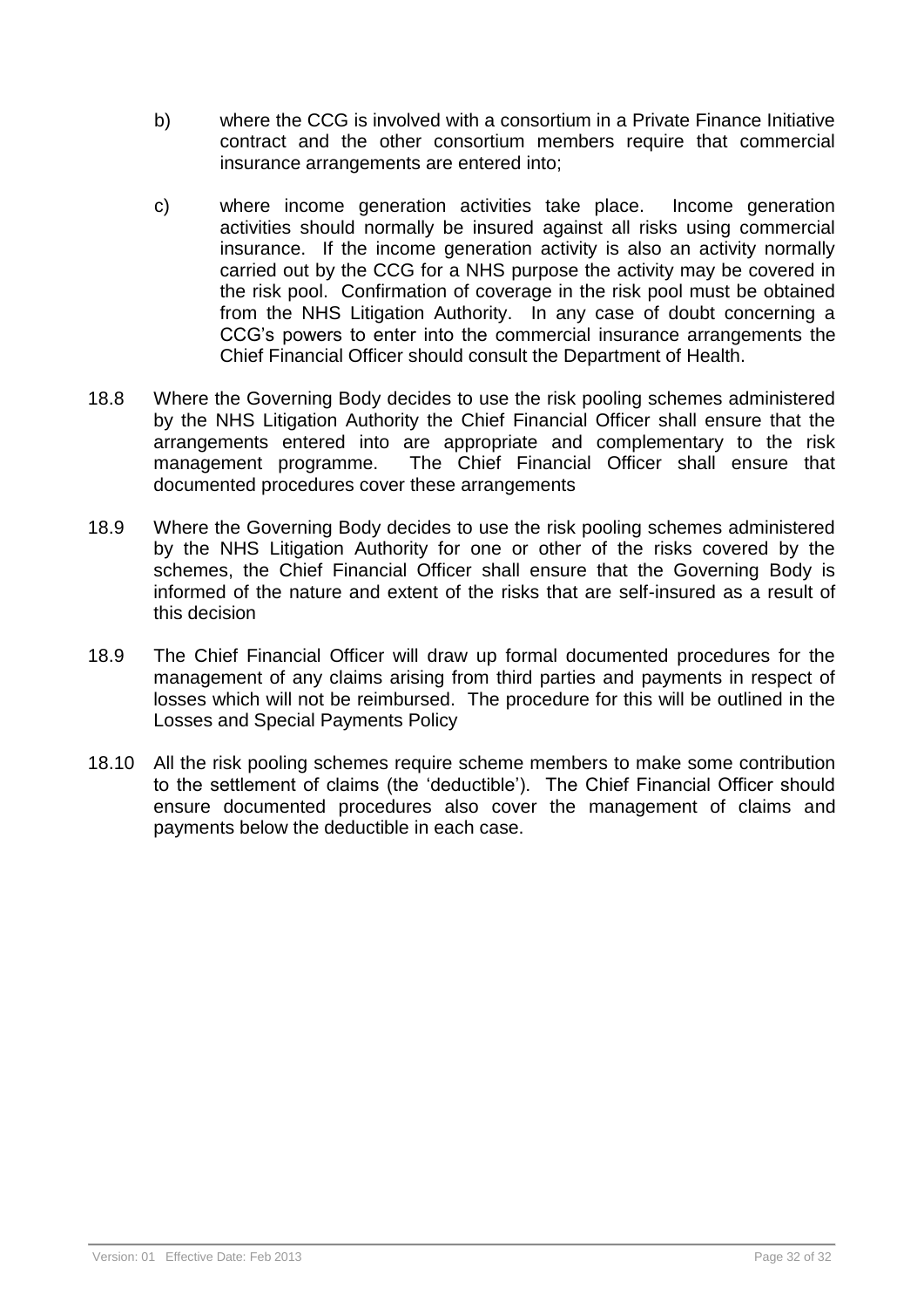b) where the CCG is involved with a consortium in a Private Finance Initiative contract and the other consortium members require that commercial insurance arrangements are entered into;

c) where income generation activities take place. Income generation activities should normally be insured against all risks using commercial insurance. If the income generation activity is also an activity normally carried out by the CCG for a NHS purpose the activity may be covered in the risk pool. Confirmation of coverage in the risk pool must be obtained from the NHS Litigation Authority. In any case of doubt concerning a CCG's powers to enter into the commercial insurance arrangements the Chief Financial Officer should consult the Department of Health.

18.8 Where the Governing Body decides to use the risk pooling schemes administered by the NHS Litigation Authority the Chief Financial Officer shall ensure that the arrangements entered into are appropriate and complementary to the risk management programme. The Chief Financial Officer shall ensure that documented procedures cover these arrangements

18.9 Where the Governing Body decides to use the risk pooling schemes administered by the NHS Litigation Authority for one or other of the risks covered by the schemes, the Chief Financial Officer shall ensure that the Governing Body is informed of the nature and extent of the risks that are self-insured as a result of this decision

18.9 The Chief Financial Officer will draw up formal documented procedures for the management of any claims arising from third parties and payments in respect of losses which will not be reimbursed. The procedure for this will be outlined in the Losses and Special Payments Policy

18.10 All the risk pooling schemes require scheme members to make some contribution to the settlement of claims (the 'deductible'). The Chief Financial Officer should ensure documented procedures also cover the management of claims and payments below the deductible in each case.